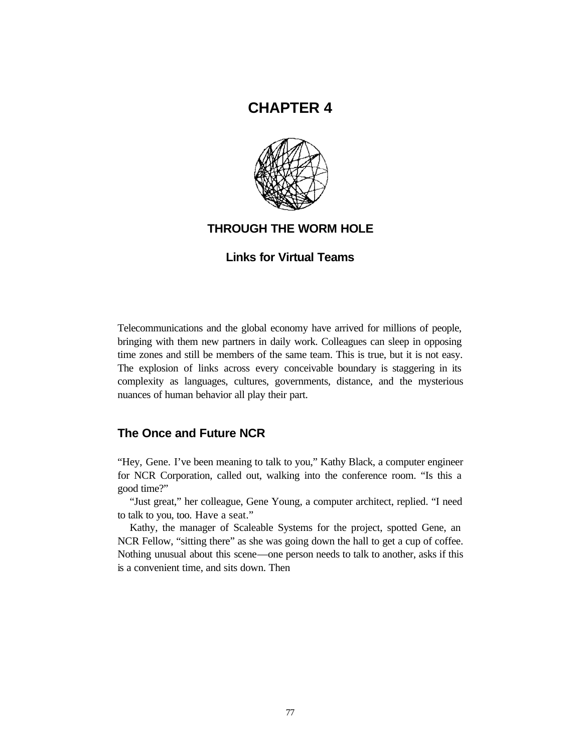# CHAPTER 4

## THROUGH THE WORM HOLE

### Links for Virtual Teams

Telecommunications and the global economy have arrived for millions of people, bringing with them new partners in daily work. Colleagues can sleep in opposing time zones and still be members of the same team. This is true, but it is not easy. The explosion of links across every conceivable boundary is staggering in its complexity as languages, cultures, governments, distance, and the mysterious nuances of human behavior all play their part.

## The Once and Future NCR

"Hey, Gene. I've been meaning to talk to you," Kathy Black, a computer engineer for NCR Corporation, called out, walking into the conference room. "Is this a good time?"

"Just great," her colleague, Gene Young, a computer architect, replied. "I need to talk to you, too. Have a seat."

Kathy, the manager of Scaleable Systems for the project, spotted Gene, an NCR Fellow, "sitting there" as she was going down the hall to get a cup of coffee. Nothing unusual about this scene—one person needs to talk to another, asks if this is a convenient time, and sits down. Then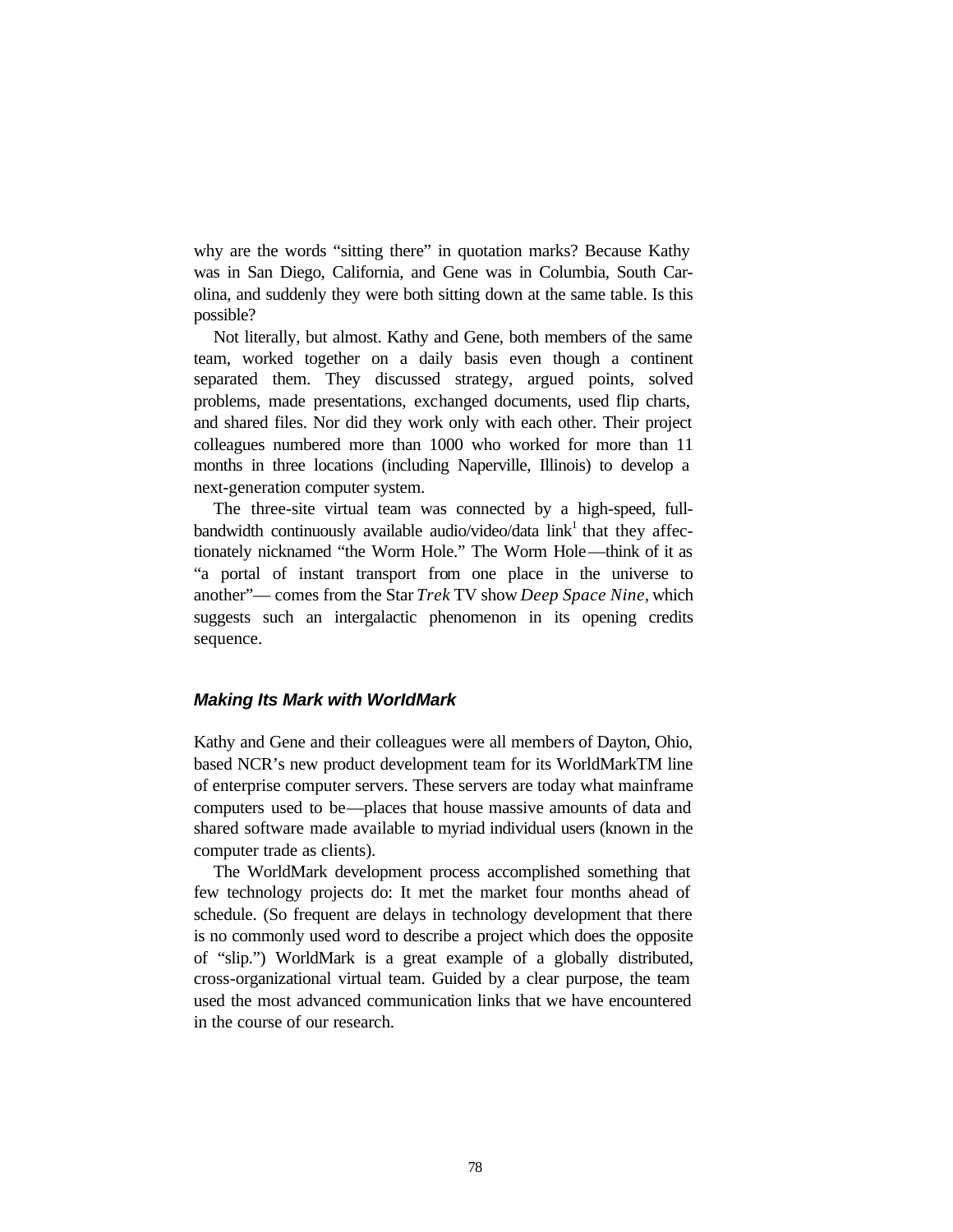why are the words "sitting there" in quotation marks? Because Kathy was in San Diego, California, and Gene was in Columbia, South Carolina, and suddenly they were both sitting down at the same table. Is this possible?

Not literally, but almost. Kathy and Gene, both members of the same team, worked together on a daily basis even though a continent separated them. They discussed strategy, argued points, solved problems, made presentations, exchanged documents, used flip charts, and shared files. Nor did they work only with each other. Their project colleagues numbered more than 1000 who worked for more than 11 months in three locations (including Naperville, Illinois) to develop a next-generation computer system.

The three-site virtual team was connected by a high-speed, full-bandwidth continuously available audio/video/data link[1] that they affectionately nicknamed "the Worm Hole." The Worm Hole—think of it as "a portal of instant transport from one place in the universe to another"— comes from the Star *Trek* TV show *Deep Space Nine*, which suggests such an intergalactic phenomenon in its opening credits sequence.

### *Making Its Mark with WorldMark*

Kathy and Gene and their colleagues were all members of Dayton, Ohio, based NCR's new product development team for its WorldMarkTM line of enterprise computer servers. These servers are today what mainframe computers used to be—places that house massive amounts of data and shared software made available to myriad individual users (known in the computer trade as clients).

The WorldMark development process accomplished something that few technology projects do: It met the market four months ahead of schedule. (So frequent are delays in technology development that there is no commonly used word to describe a project which does the opposite of "slip.") WorldMark is a great example of a globally distributed, cross-organizational virtual team. Guided by a clear purpose, the team used the most advanced communication links that we have encountered in the course of our research.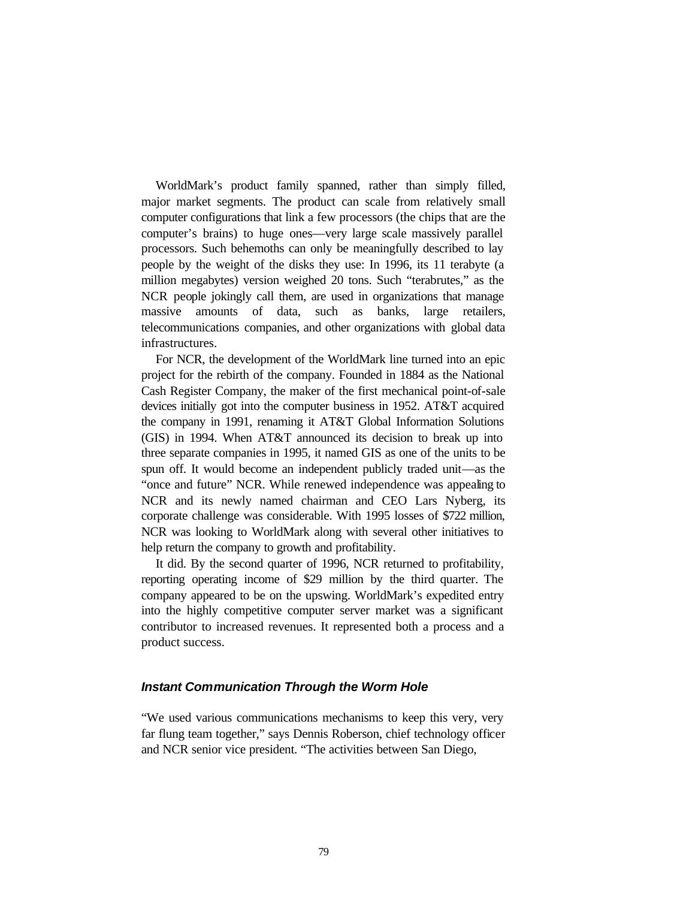WorldMark's product family spanned, rather than simply filled, major market segments. The product can scale from relatively small computer configurations that link a few processors (the chips that are the computer's brains) to huge ones—very large scale massively parallel processors. Such behemoths can only be meaningfully described to lay people by the weight of the disks they use: In 1996, its 11 terabyte (a million megabytes) version weighed 20 tons. Such "terabrutes," as the NCR people jokingly call them, are used in organizations that manage massive amounts of data, such as banks, large retailers, telecommunications companies, and other organizations with global data infrastructures.

For NCR, the development of the WorldMark line turned into an epic project for the rebirth of the company. Founded in 1884 as the National Cash Register Company, the maker of the first mechanical point-of-sale devices initially got into the computer business in 1952. AT&T acquired the company in 1991, renaming it AT&T Global Information Solutions (GIS) in 1994. When AT&T announced its decision to break up into three separate companies in 1995, it named GIS as one of the units to be spun off. It would become an independent publicly traded unit—as the "once and future" NCR. While renewed independence was appealing to NCR and its newly named chairman and CEO Lars Nyberg, its corporate challenge was considerable. With 1995 losses of $722 million, NCR was looking to WorldMark along with several other initiatives to help return the company to growth and profitability.

It did. By the second quarter of 1996, NCR returned to profitability, reporting operating income of $29 million by the third quarter. The company appeared to be on the upswing. WorldMark's expedited entry into the highly competitive computer server market was a significant contributor to increased revenues. It represented both a process and a product success.

### *Instant Communication Through the Worm Hole*

"We used various communications mechanisms to keep this very, very far flung team together," says Dennis Roberson, chief technology officer and NCR senior vice president. "The activities between San Diego,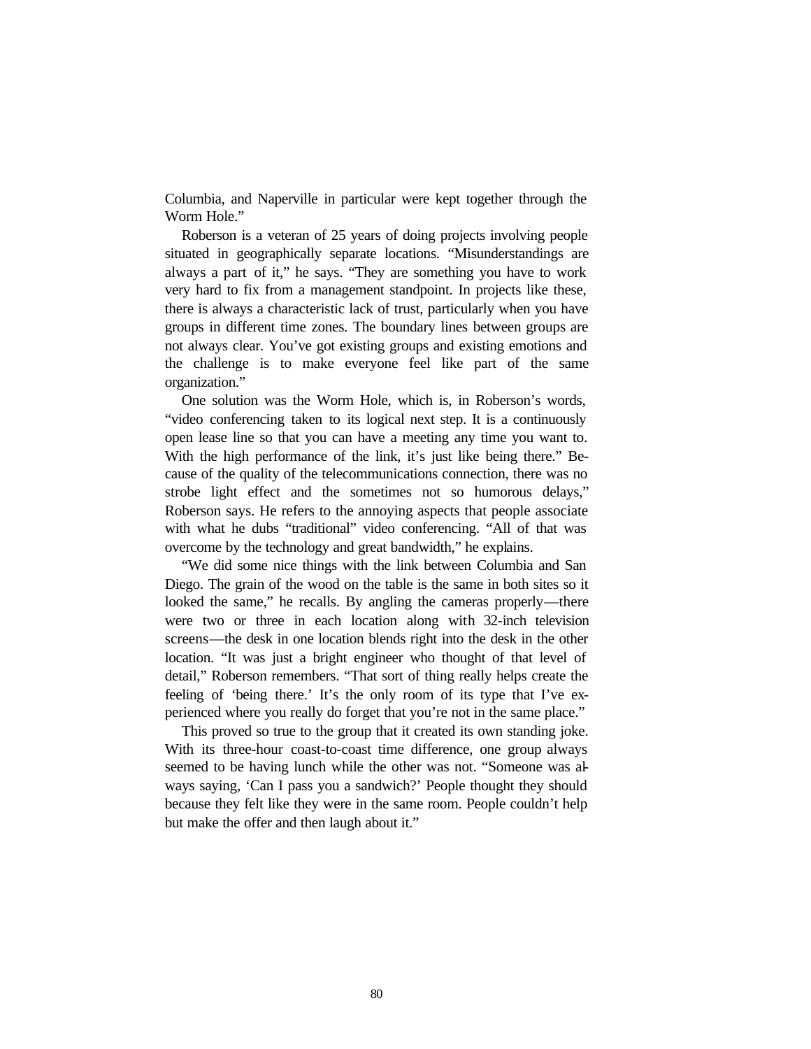Columbia, and Naperville in particular were kept together through the Worm Hole."

Roberson is a veteran of 25 years of doing projects involving people situated in geographically separate locations. "Misunderstandings are always a part of it," he says. "They are something you have to work very hard to fix from a management standpoint. In projects like these, there is always a characteristic lack of trust, particularly when you have groups in different time zones. The boundary lines between groups are not always clear. You've got existing groups and existing emotions and the challenge is to make everyone feel like part of the same organization."

One solution was the Worm Hole, which is, in Roberson's words, "video conferencing taken to its logical next step. It is a continuously open lease line so that you can have a meeting any time you want to. With the high performance of the link, it's just like being there." Because of the quality of the telecommunications connection, there was no strobe light effect and the sometimes not so humorous delays," Roberson says. He refers to the annoying aspects that people associate with what he dubs "traditional" video conferencing. "All of that was overcome by the technology and great bandwidth," he explains.

"We did some nice things with the link between Columbia and San Diego. The grain of the wood on the table is the same in both sites so it looked the same," he recalls. By angling the cameras properly—there were two or three in each location along with 32-inch television screens—the desk in one location blends right into the desk in the other location. "It was just a bright engineer who thought of that level of detail," Roberson remembers. "That sort of thing really helps create the feeling of 'being there.' It's the only room of its type that I've experienced where you really do forget that you're not in the same place."

This proved so true to the group that it created its own standing joke. With its three-hour coast-to-coast time difference, one group always seemed to be having lunch while the other was not. "Someone was always saying, 'Can I pass you a sandwich?' People thought they should because they felt like they were in the same room. People couldn't help but make the offer and then laugh about it."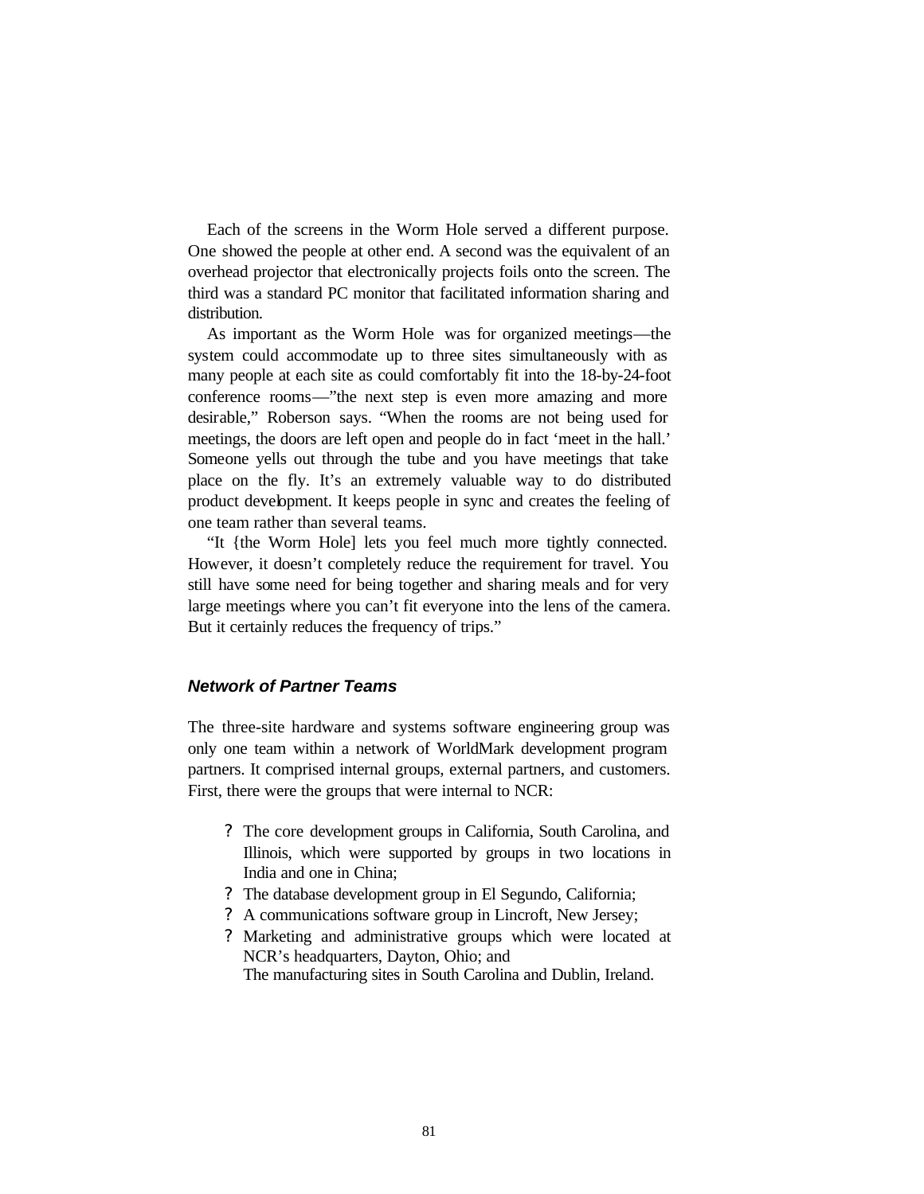Each of the screens in the Worm Hole served a different purpose. One showed the people at other end. A second was the equivalent of an overhead projector that electronically projects foils onto the screen. The third was a standard PC monitor that facilitated information sharing and distribution.

As important as the Worm Hole was for organized meetings—the system could accommodate up to three sites simultaneously with as many people at each site as could comfortably fit into the 18-by-24-foot conference rooms—"the next step is even more amazing and more desirable," Roberson says. "When the rooms are not being used for meetings, the doors are left open and people do in fact 'meet in the hall.' Someone yells out through the tube and you have meetings that take place on the fly. It's an extremely valuable way to do distributed product development. It keeps people in sync and creates the feeling of one team rather than several teams.

"It {the Worm Hole] lets you feel much more tightly connected. However, it doesn't completely reduce the requirement for travel. You still have some need for being together and sharing meals and for very large meetings where you can't fit everyone into the lens of the camera. But it certainly reduces the frequency of trips."

### ***Network of Partner Teams***

The three-site hardware and systems software engineering group was only one team within a network of WorldMark development program partners. It comprised internal groups, external partners, and customers. First, there were the groups that were internal to NCR:

- The core development groups in California, South Carolina, and Illinois, which were supported by groups in two locations in India and one in China;
- The database development group in El Segundo, California;
- A communications software group in Lincroft, New Jersey;
- Marketing and administrative groups which were located at NCR's headquarters, Dayton, Ohio; and
  The manufacturing sites in South Carolina and Dublin, Ireland.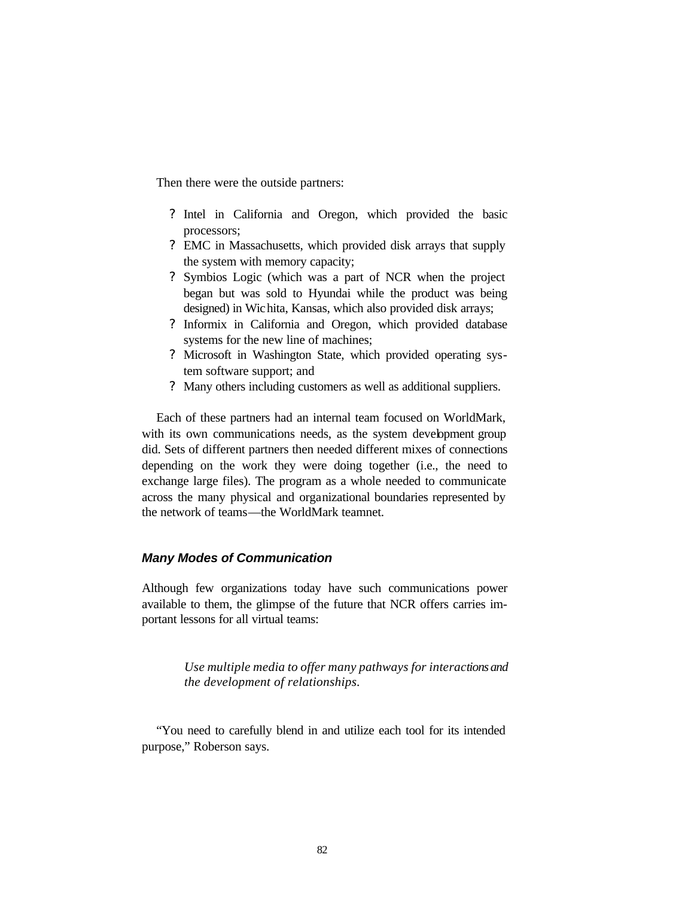Then there were the outside partners:

- Intel in California and Oregon, which provided the basic processors;
- EMC in Massachusetts, which provided disk arrays that supply the system with memory capacity;
- Symbios Logic (which was a part of NCR when the project began but was sold to Hyundai while the product was being designed) in Wichita, Kansas, which also provided disk arrays;
- Informix in California and Oregon, which provided database systems for the new line of machines;
- Microsoft in Washington State, which provided operating system software support; and
- Many others including customers as well as additional suppliers.

Each of these partners had an internal team focused on WorldMark, with its own communications needs, as the system development group did. Sets of different partners then needed different mixes of connections depending on the work they were doing together (i.e., the need to exchange large files). The program as a whole needed to communicate across the many physical and organizational boundaries represented by the network of teams—the WorldMark teamnet.

### *Many Modes of Communication*

Although few organizations today have such communications power available to them, the glimpse of the future that NCR offers carries important lessons for all virtual teams:

> *Use multiple media to offer many pathways for interactions and the development of relationships.*

"You need to carefully blend in and utilize each tool for its intended purpose," Roberson says.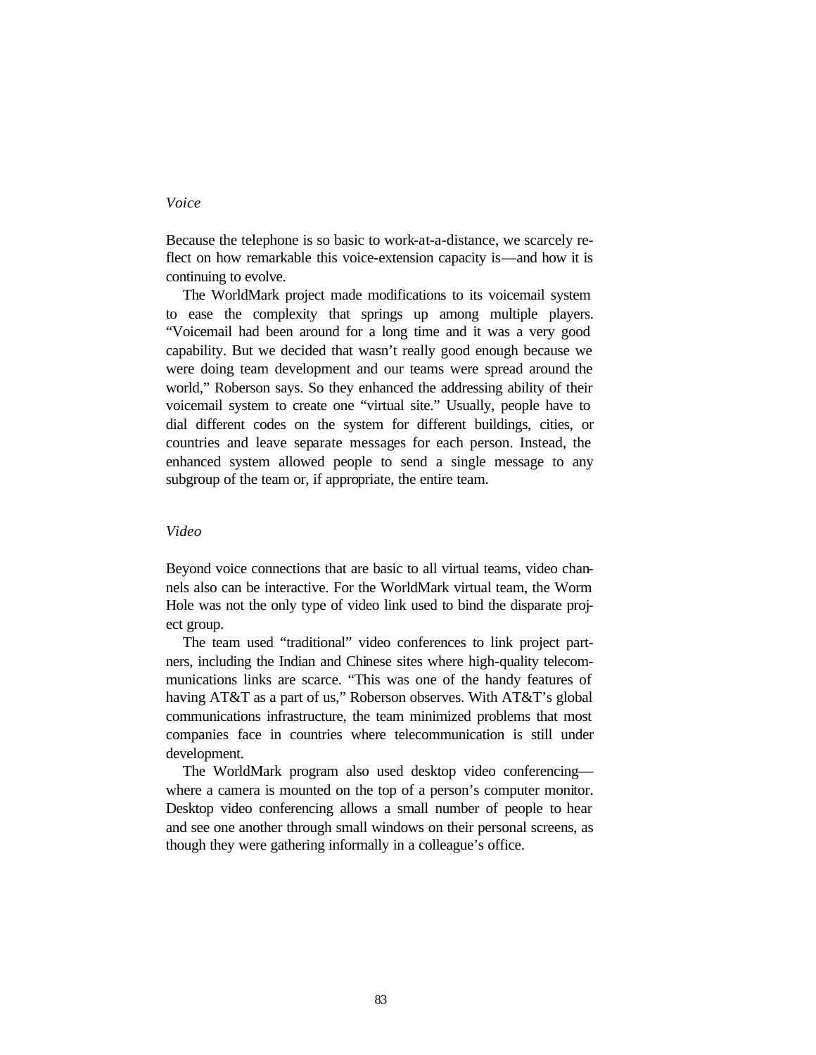### *Voice*

Because the telephone is so basic to work-at-a-distance, we scarcely reflect on how remarkable this voice-extension capacity is—and how it is continuing to evolve.

The WorldMark project made modifications to its voicemail system to ease the complexity that springs up among multiple players. "Voicemail had been around for a long time and it was a very good capability. But we decided that wasn't really good enough because we were doing team development and our teams were spread around the world," Roberson says. So they enhanced the addressing ability of their voicemail system to create one "virtual site." Usually, people have to dial different codes on the system for different buildings, cities, or countries and leave separate messages for each person. Instead, the enhanced system allowed people to send a single message to any subgroup of the team or, if appropriate, the entire team.

### *Video*

Beyond voice connections that are basic to all virtual teams, video channels also can be interactive. For the WorldMark virtual team, the Worm Hole was not the only type of video link used to bind the disparate project group.

The team used "traditional" video conferences to link project partners, including the Indian and Chinese sites where high-quality telecommunications links are scarce. "This was one of the handy features of having AT&T as a part of us," Roberson observes. With AT&T's global communications infrastructure, the team minimized problems that most companies face in countries where telecommunication is still under development.

The WorldMark program also used desktop video conferencing—where a camera is mounted on the top of a person's computer monitor. Desktop video conferencing allows a small number of people to hear and see one another through small windows on their personal screens, as though they were gathering informally in a colleague's office.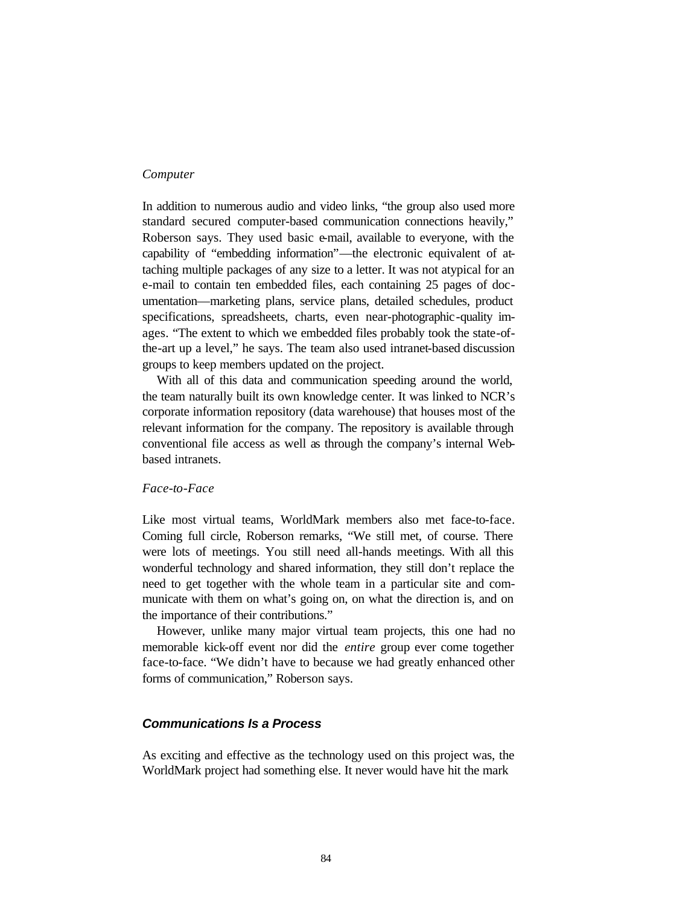*Computer*

In addition to numerous audio and video links, "the group also used more standard secured computer-based communication connections heavily," Roberson says. They used basic e-mail, available to everyone, with the capability of "embedding information"—the electronic equivalent of attaching multiple packages of any size to a letter. It was not atypical for an e-mail to contain ten embedded files, each containing 25 pages of documentation—marketing plans, service plans, detailed schedules, product specifications, spreadsheets, charts, even near-photographic-quality images. "The extent to which we embedded files probably took the state-of-the-art up a level," he says. The team also used intranet-based discussion groups to keep members updated on the project.

With all of this data and communication speeding around the world, the team naturally built its own knowledge center. It was linked to NCR's corporate information repository (data warehouse) that houses most of the relevant information for the company. The repository is available through conventional file access as well as through the company's internal Web-based intranets.

*Face-to-Face*

Like most virtual teams, WorldMark members also met face-to-face. Coming full circle, Roberson remarks, "We still met, of course. There were lots of meetings. You still need all-hands meetings. With all this wonderful technology and shared information, they still don't replace the need to get together with the whole team in a particular site and communicate with them on what's going on, on what the direction is, and on the importance of their contributions."

However, unlike many major virtual team projects, this one had no memorable kick-off event nor did the *entire* group ever come together face-to-face. "We didn't have to because we had greatly enhanced other forms of communication," Roberson says.

### Communications Is a Process

As exciting and effective as the technology used on this project was, the WorldMark project had something else. It never would have hit the mark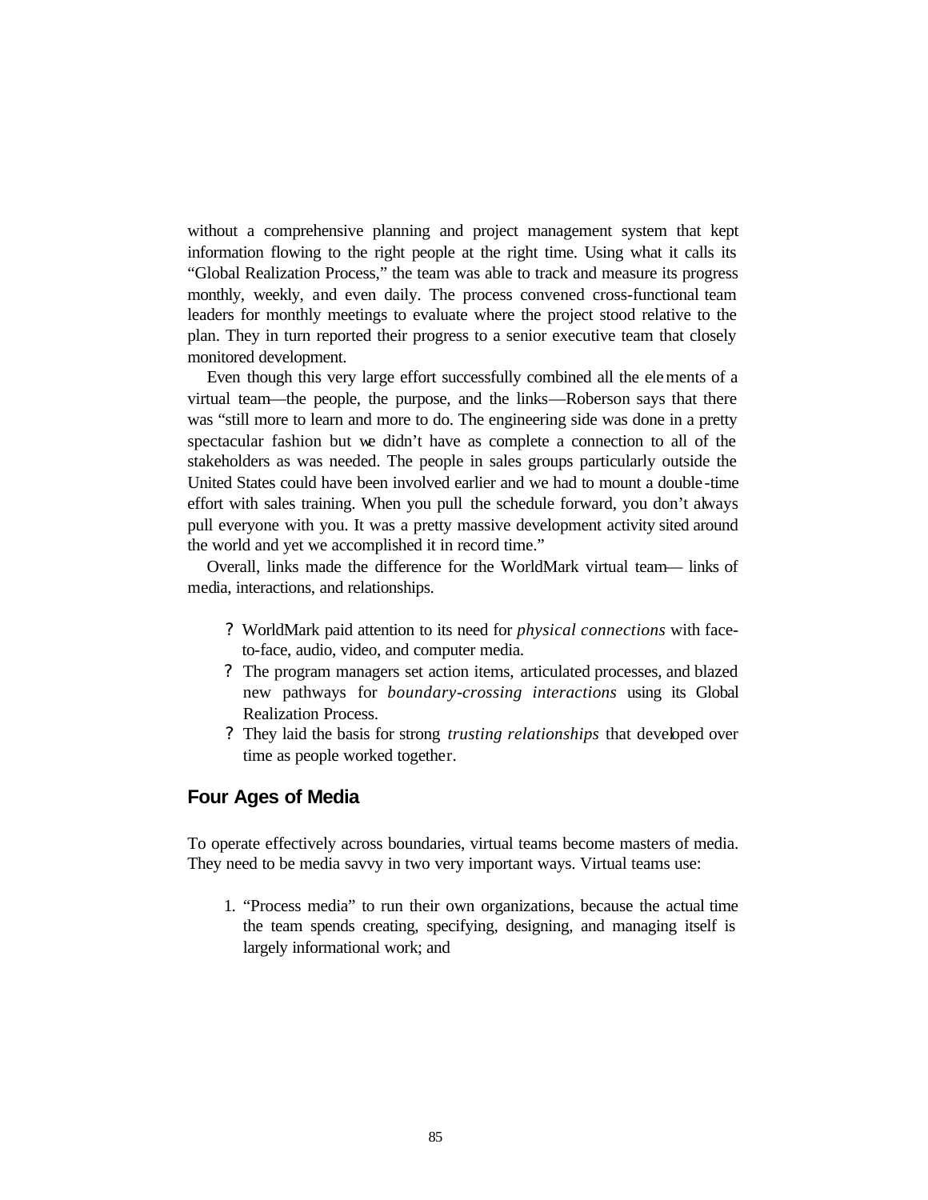without a comprehensive planning and project management system that kept information flowing to the right people at the right time. Using what it calls its "Global Realization Process," the team was able to track and measure its progress monthly, weekly, and even daily. The process convened cross-functional team leaders for monthly meetings to evaluate where the project stood relative to the plan. They in turn reported their progress to a senior executive team that closely monitored development.

Even though this very large effort successfully combined all the elements of a virtual team—the people, the purpose, and the links—Roberson says that there was "still more to learn and more to do. The engineering side was done in a pretty spectacular fashion but we didn't have as complete a connection to all of the stakeholders as was needed. The people in sales groups particularly outside the United States could have been involved earlier and we had to mount a double-time effort with sales training. When you pull the schedule forward, you don't always pull everyone with you. It was a pretty massive development activity sited around the world and yet we accomplished it in record time."

Overall, links made the difference for the WorldMark virtual team— links of media, interactions, and relationships.

- WorldMark paid attention to its need for *physical connections* with face-to-face, audio, video, and computer media.
- The program managers set action items, articulated processes, and blazed new pathways for *boundary-crossing interactions* using its Global Realization Process.
- They laid the basis for strong *trusting relationships* that developed over time as people worked together.

## Four Ages of Media

To operate effectively across boundaries, virtual teams become masters of media. They need to be media savvy in two very important ways. Virtual teams use:

1. "Process media" to run their own organizations, because the actual time the team spends creating, specifying, designing, and managing itself is largely informational work; and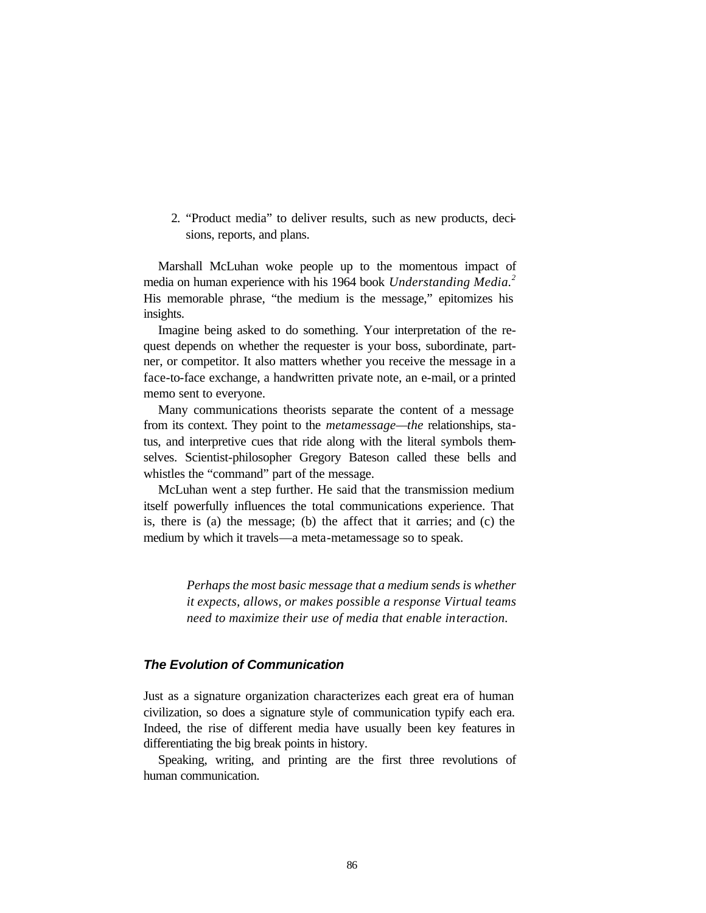2. "Product media" to deliver results, such as new products, decisions, reports, and plans.

Marshall McLuhan woke people up to the momentous impact of media on human experience with his 1964 book *Understanding Media.*[2] His memorable phrase, "the medium is the message," epitomizes his insights.

Imagine being asked to do something. Your interpretation of the request depends on whether the requester is your boss, subordinate, partner, or competitor. It also matters whether you receive the message in a face-to-face exchange, a handwritten private note, an e-mail, or a printed memo sent to everyone.

Many communications theorists separate the content of a message from its context. They point to the *metamessage—the* relationships, status, and interpretive cues that ride along with the literal symbols themselves. Scientist-philosopher Gregory Bateson called these bells and whistles the "command" part of the message.

McLuhan went a step further. He said that the transmission medium itself powerfully influences the total communications experience. That is, there is (a) the message; (b) the affect that it carries; and (c) the medium by which it travels—a meta-metamessage so to speak.

> *Perhaps the most basic message that a medium sends is whether it expects, allows, or makes possible a response Virtual teams need to maximize their use of media that enable interaction.*

### ***The Evolution of Communication***

Just as a signature organization characterizes each great era of human civilization, so does a signature style of communication typify each era. Indeed, the rise of different media have usually been key features in differentiating the big break points in history.

Speaking, writing, and printing are the first three revolutions of human communication.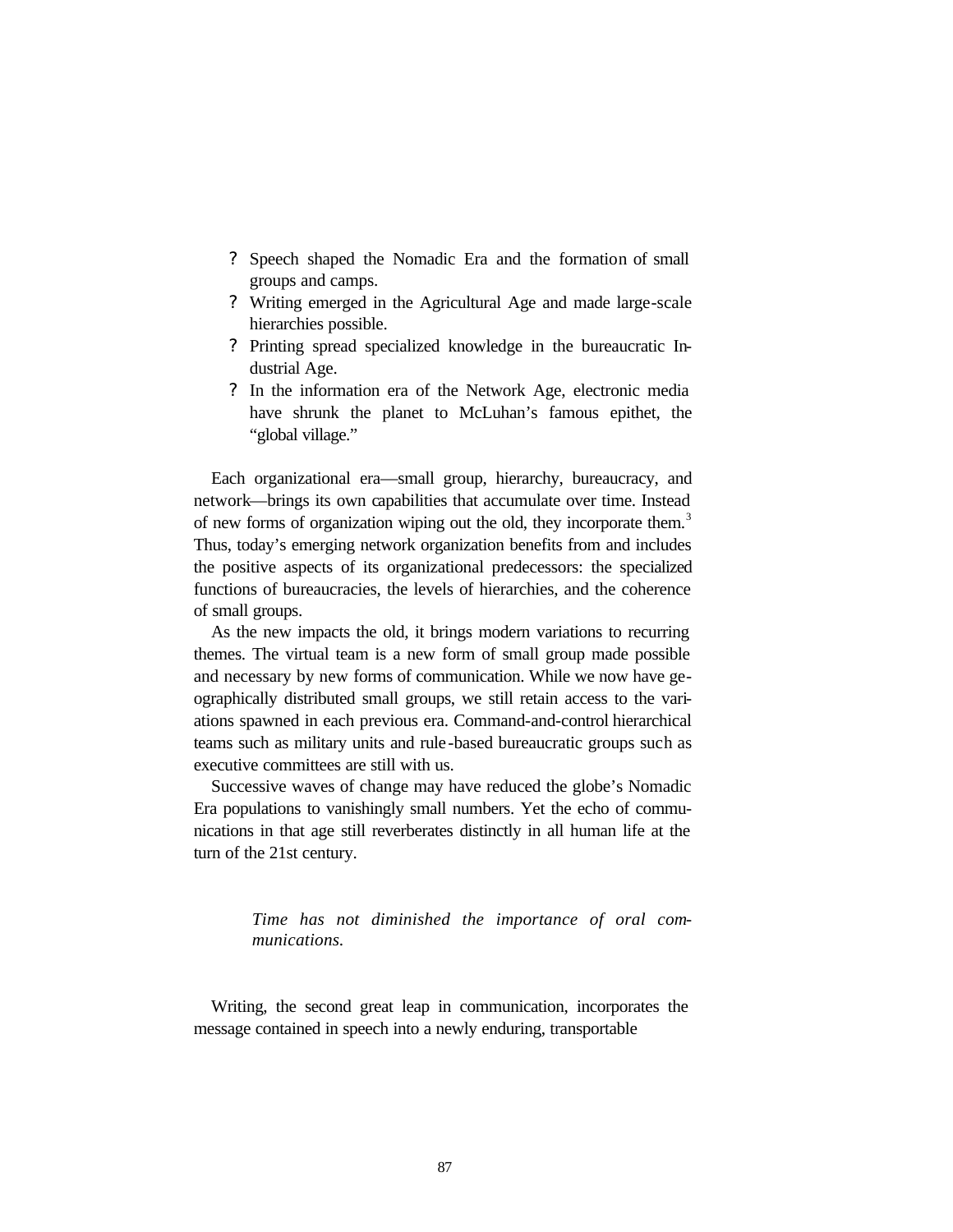- Speech shaped the Nomadic Era and the formation of small groups and camps.
- Writing emerged in the Agricultural Age and made large-scale hierarchies possible.
- Printing spread specialized knowledge in the bureaucratic Industrial Age.
- In the information era of the Network Age, electronic media have shrunk the planet to McLuhan's famous epithet, the "global village."

Each organizational era—small group, hierarchy, bureaucracy, and network—brings its own capabilities that accumulate over time. Instead of new forms of organization wiping out the old, they incorporate them.[3] Thus, today's emerging network organization benefits from and includes the positive aspects of its organizational predecessors: the specialized functions of bureaucracies, the levels of hierarchies, and the coherence of small groups.

As the new impacts the old, it brings modern variations to recurring themes. The virtual team is a new form of small group made possible and necessary by new forms of communication. While we now have geographically distributed small groups, we still retain access to the variations spawned in each previous era. Command-and-control hierarchical teams such as military units and rule-based bureaucratic groups such as executive committees are still with us.

Successive waves of change may have reduced the globe's Nomadic Era populations to vanishingly small numbers. Yet the echo of communications in that age still reverberates distinctly in all human life at the turn of the 21st century.

> *Time has not diminished the importance of oral communications.*

Writing, the second great leap in communication, incorporates the message contained in speech into a newly enduring, transportable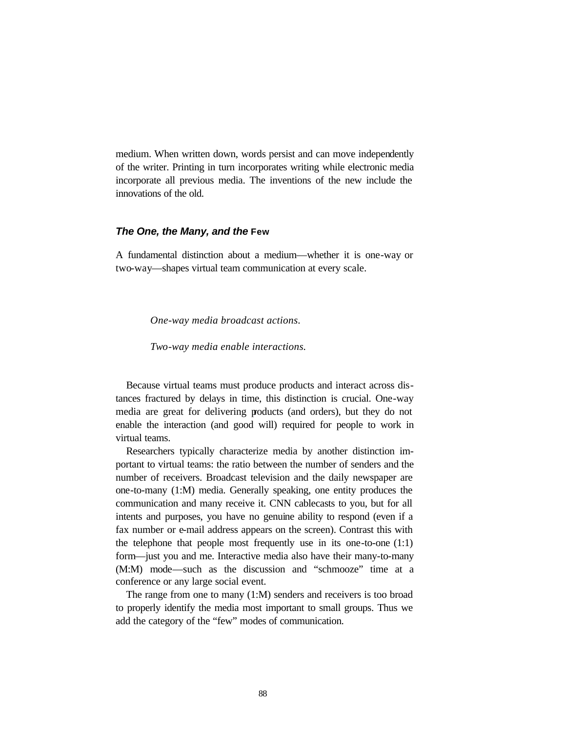medium. When written down, words persist and can move independently of the writer. Printing in turn incorporates writing while electronic media incorporate all previous media. The inventions of the new include the innovations of the old.

### *The One, the Many, and the* Few

A fundamental distinction about a medium—whether it is one-way or two-way—shapes virtual team communication at every scale.

> *One-way media broadcast actions.*
>
> *Two-way media enable interactions.*

Because virtual teams must produce products and interact across distances fractured by delays in time, this distinction is crucial. One-way media are great for delivering products (and orders), but they do not enable the interaction (and good will) required for people to work in virtual teams.

Researchers typically characterize media by another distinction important to virtual teams: the ratio between the number of senders and the number of receivers. Broadcast television and the daily newspaper are one-to-many (1:M) media. Generally speaking, one entity produces the communication and many receive it. CNN cablecasts to you, but for all intents and purposes, you have no genuine ability to respond (even if a fax number or e-mail address appears on the screen). Contrast this with the telephone that people most frequently use in its one-to-one (1:1) form—just you and me. Interactive media also have their many-to-many (M:M) mode—such as the discussion and "schmooze" time at a conference or any large social event.

The range from one to many (1:M) senders and receivers is too broad to properly identify the media most important to small groups. Thus we add the category of the "few" modes of communication.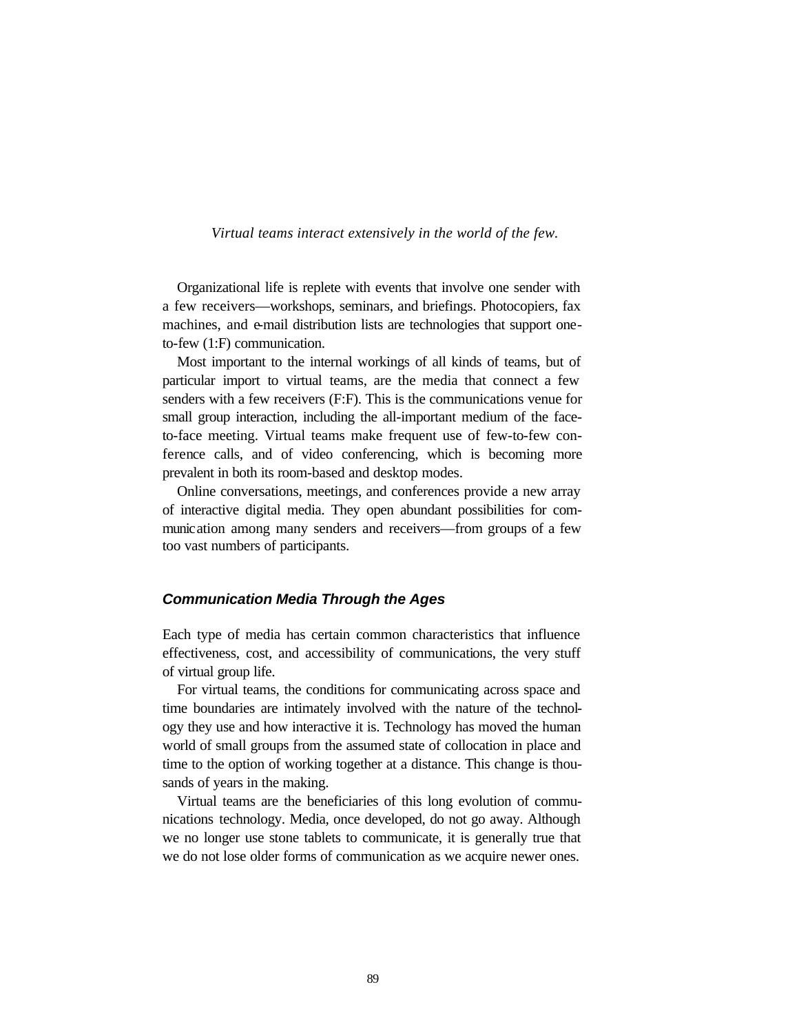*Virtual teams interact extensively in the world of the few.*

Organizational life is replete with events that involve one sender with a few receivers—workshops, seminars, and briefings. Photocopiers, fax machines, and e-mail distribution lists are technologies that support one-to-few (1:F) communication.

Most important to the internal workings of all kinds of teams, but of particular import to virtual teams, are the media that connect a few senders with a few receivers (F:F). This is the communications venue for small group interaction, including the all-important medium of the face-to-face meeting. Virtual teams make frequent use of few-to-few conference calls, and of video conferencing, which is becoming more prevalent in both its room-based and desktop modes.

Online conversations, meetings, and conferences provide a new array of interactive digital media. They open abundant possibilities for communication among many senders and receivers—from groups of a few too vast numbers of participants.

### Communication Media Through the Ages

Each type of media has certain common characteristics that influence effectiveness, cost, and accessibility of communications, the very stuff of virtual group life.

For virtual teams, the conditions for communicating across space and time boundaries are intimately involved with the nature of the technology they use and how interactive it is. Technology has moved the human world of small groups from the assumed state of collocation in place and time to the option of working together at a distance. This change is thousands of years in the making.

Virtual teams are the beneficiaries of this long evolution of communications technology. Media, once developed, do not go away. Although we no longer use stone tablets to communicate, it is generally true that we do not lose older forms of communication as we acquire newer ones.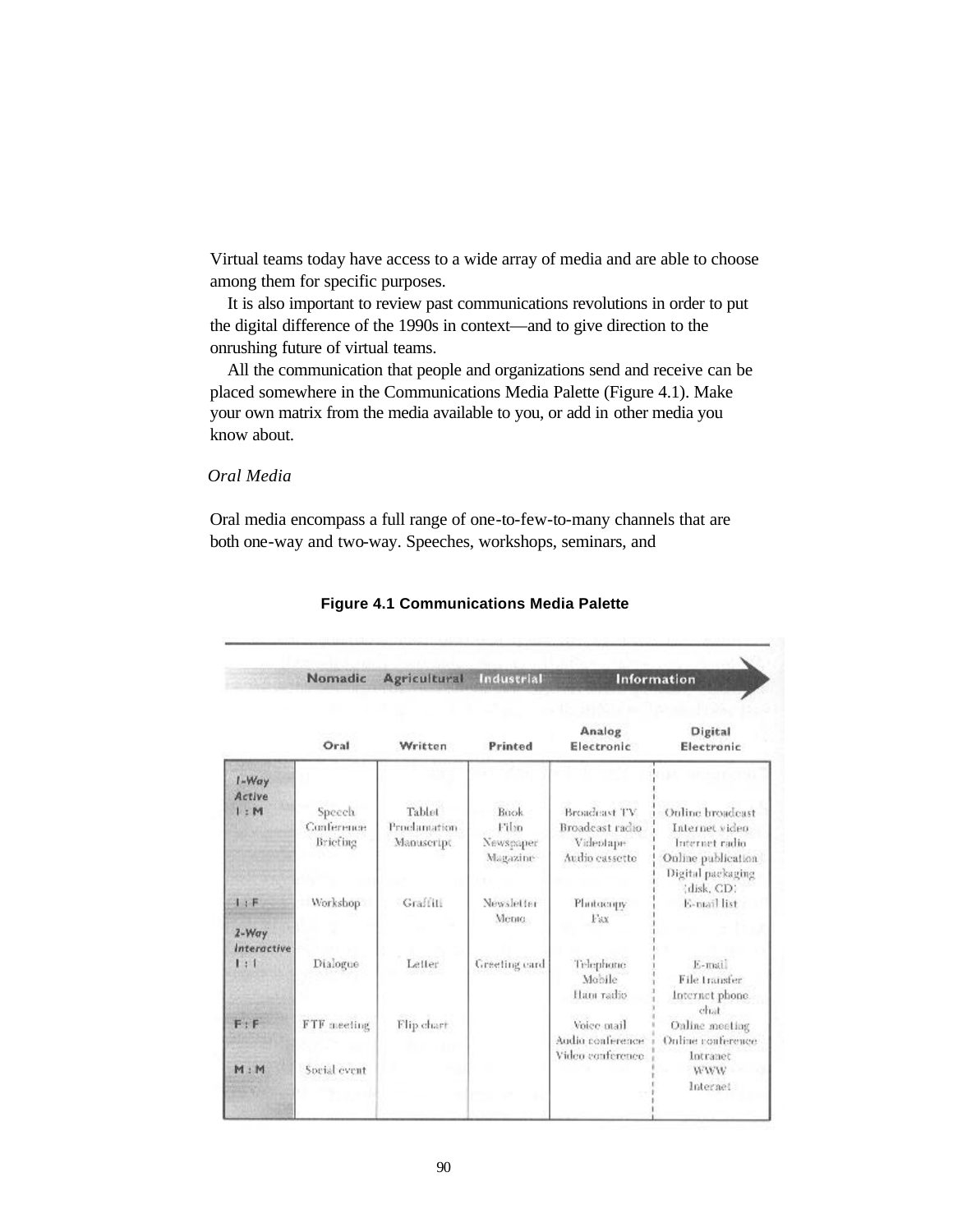Virtual teams today have access to a wide array of media and are able to choose among them for specific purposes.

It is also important to review past communications revolutions in order to put the digital difference of the 1990s in context—and to give direction to the onrushing future of virtual teams.

All the communication that people and organizations send and receive can be placed somewhere in the Communications Media Palette (Figure 4.1). Make your own matrix from the media available to you, or add in other media you know about.

### *Oral Media*

Oral media encompass a full range of one-to-few-to-many channels that are both one-way and two-way. Speeches, workshops, seminars, and

**Figure 4.1 Communications Media Palette**

| | Nomadic | Agricultural | Industrial | Information | |
|---|---|---|---|---|---|
| | Oral | Written | Printed | Analog Electronic | Digital Electronic |
| *1-Way Active* 1 : M | Speech<br>Conference<br>Briefing | Tablet<br>Proclamation<br>Manuscript | Book<br>Film<br>Newspaper<br>Magazine | Broadcast TV<br>Broadcast radio<br>Videotape<br>Audio cassette | Online broadcast<br>Internet video<br>Internet radio<br>Online publication<br>Digital packaging (disk, CD) |
| 1 : F | Workshop | Graffiti | Newsletter<br>Memo | Photocopy<br>Fax | E-mail list |
| *2-Way Interactive* 1 : 1 | Dialogue | Letter | Greeting card | Telephone<br>Mobile<br>Ham radio | E-mail<br>File transfer<br>Internet phone<br>chat |
| F : F | FTF meeting | Flip chart | | Voice mail<br>Audio conference<br>Video conference | Online meeting<br>Online conference<br>Intranet |
| M : M | Social event | | | | WWW<br>Internet |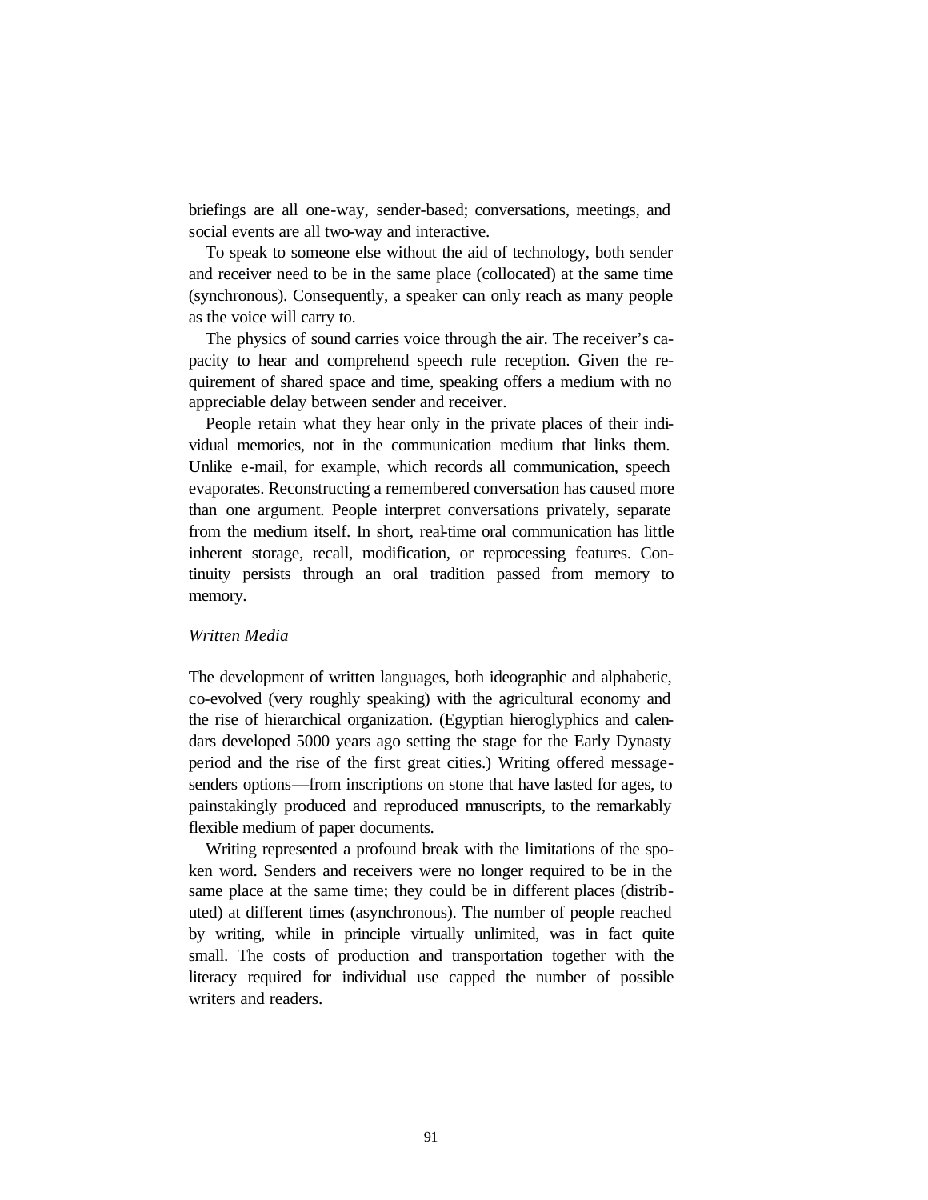briefings are all one-way, sender-based; conversations, meetings, and social events are all two-way and interactive.

To speak to someone else without the aid of technology, both sender and receiver need to be in the same place (collocated) at the same time (synchronous). Consequently, a speaker can only reach as many people as the voice will carry to.

The physics of sound carries voice through the air. The receiver's capacity to hear and comprehend speech rule reception. Given the requirement of shared space and time, speaking offers a medium with no appreciable delay between sender and receiver.

People retain what they hear only in the private places of their individual memories, not in the communication medium that links them. Unlike e-mail, for example, which records all communication, speech evaporates. Reconstructing a remembered conversation has caused more than one argument. People interpret conversations privately, separate from the medium itself. In short, real-time oral communication has little inherent storage, recall, modification, or reprocessing features. Continuity persists through an oral tradition passed from memory to memory.

### *Written Media*

The development of written languages, both ideographic and alphabetic, co-evolved (very roughly speaking) with the agricultural economy and the rise of hierarchical organization. (Egyptian hieroglyphics and calendars developed 5000 years ago setting the stage for the Early Dynasty period and the rise of the first great cities.) Writing offered message-senders options—from inscriptions on stone that have lasted for ages, to painstakingly produced and reproduced manuscripts, to the remarkably flexible medium of paper documents.

Writing represented a profound break with the limitations of the spoken word. Senders and receivers were no longer required to be in the same place at the same time; they could be in different places (distributed) at different times (asynchronous). The number of people reached by writing, while in principle virtually unlimited, was in fact quite small. The costs of production and transportation together with the literacy required for individual use capped the number of possible writers and readers.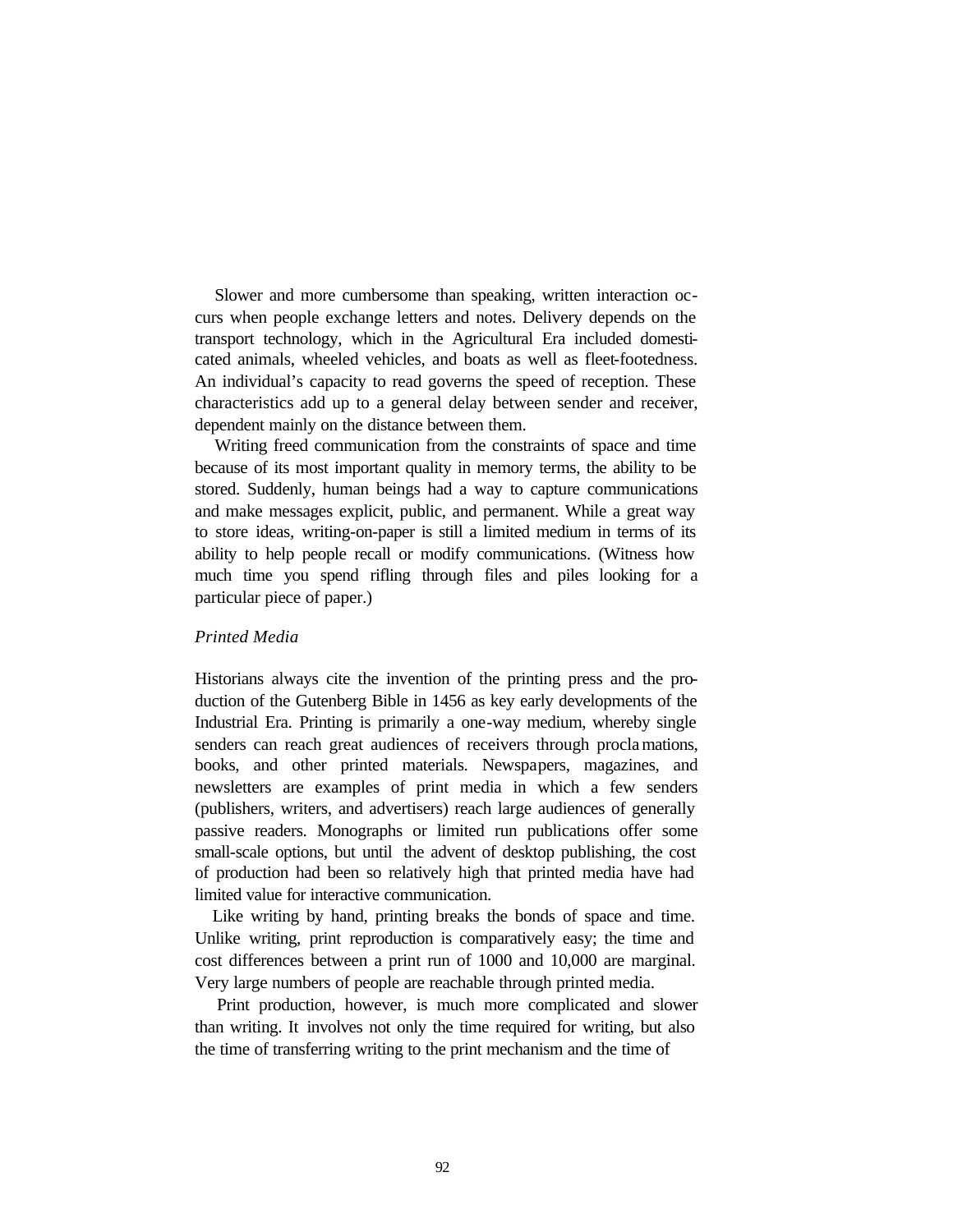Slower and more cumbersome than speaking, written interaction occurs when people exchange letters and notes. Delivery depends on the transport technology, which in the Agricultural Era included domesticated animals, wheeled vehicles, and boats as well as fleet-footedness. An individual's capacity to read governs the speed of reception. These characteristics add up to a general delay between sender and receiver, dependent mainly on the distance between them.

Writing freed communication from the constraints of space and time because of its most important quality in memory terms, the ability to be stored. Suddenly, human beings had a way to capture communications and make messages explicit, public, and permanent. While a great way to store ideas, writing-on-paper is still a limited medium in terms of its ability to help people recall or modify communications. (Witness how much time you spend rifling through files and piles looking for a particular piece of paper.)

### *Printed Media*

Historians always cite the invention of the printing press and the production of the Gutenberg Bible in 1456 as key early developments of the Industrial Era. Printing is primarily a one-way medium, whereby single senders can reach great audiences of receivers through proclamations, books, and other printed materials. Newspapers, magazines, and newsletters are examples of print media in which a few senders (publishers, writers, and advertisers) reach large audiences of generally passive readers. Monographs or limited run publications offer some small-scale options, but until the advent of desktop publishing, the cost of production had been so relatively high that printed media have had limited value for interactive communication.

Like writing by hand, printing breaks the bonds of space and time. Unlike writing, print reproduction is comparatively easy; the time and cost differences between a print run of 1000 and 10,000 are marginal. Very large numbers of people are reachable through printed media.

Print production, however, is much more complicated and slower than writing. It involves not only the time required for writing, but also the time of transferring writing to the print mechanism and the time of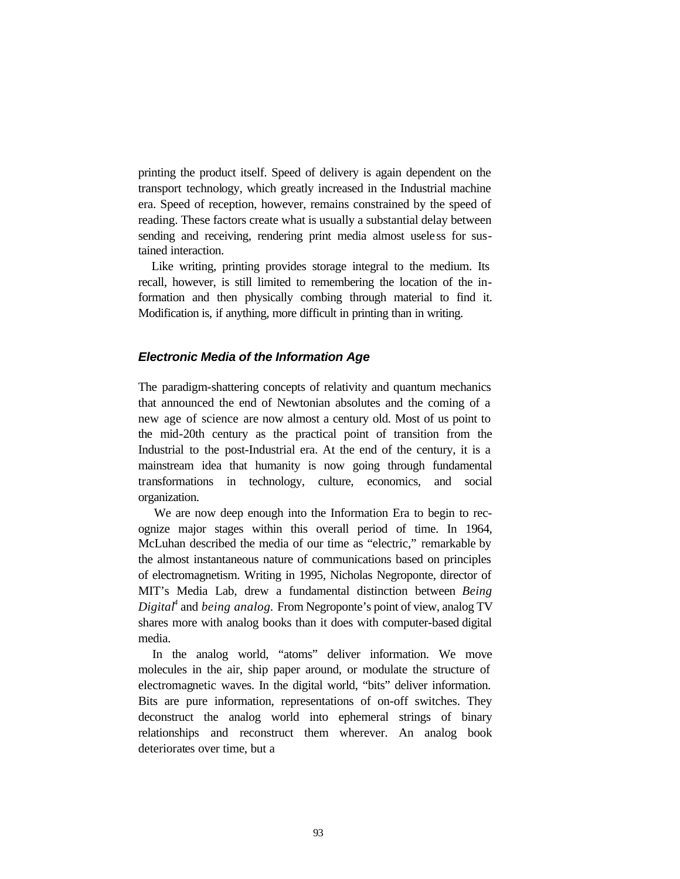printing the product itself. Speed of delivery is again dependent on the transport technology, which greatly increased in the Industrial machine era. Speed of reception, however, remains constrained by the speed of reading. These factors create what is usually a substantial delay between sending and receiving, rendering print media almost useless for sustained interaction.

Like writing, printing provides storage integral to the medium. Its recall, however, is still limited to remembering the location of the information and then physically combing through material to find it. Modification is, if anything, more difficult in printing than in writing.

### *Electronic Media of the Information Age*

The paradigm-shattering concepts of relativity and quantum mechanics that announced the end of Newtonian absolutes and the coming of a new age of science are now almost a century old. Most of us point to the mid-20th century as the practical point of transition from the Industrial to the post-Industrial era. At the end of the century, it is a mainstream idea that humanity is now going through fundamental transformations in technology, culture, economics, and social organization.

We are now deep enough into the Information Era to begin to recognize major stages within this overall period of time. In 1964, McLuhan described the media of our time as "electric," remarkable by the almost instantaneous nature of communications based on principles of electromagnetism. Writing in 1995, Nicholas Negroponte, director of MIT's Media Lab, drew a fundamental distinction between *Being Digital*[4] and *being analog.* From Negroponte's point of view, analog TV shares more with analog books than it does with computer-based digital media.

In the analog world, "atoms" deliver information. We move molecules in the air, ship paper around, or modulate the structure of electromagnetic waves. In the digital world, "bits" deliver information. Bits are pure information, representations of on-off switches. They deconstruct the analog world into ephemeral strings of binary relationships and reconstruct them wherever. An analog book deteriorates over time, but a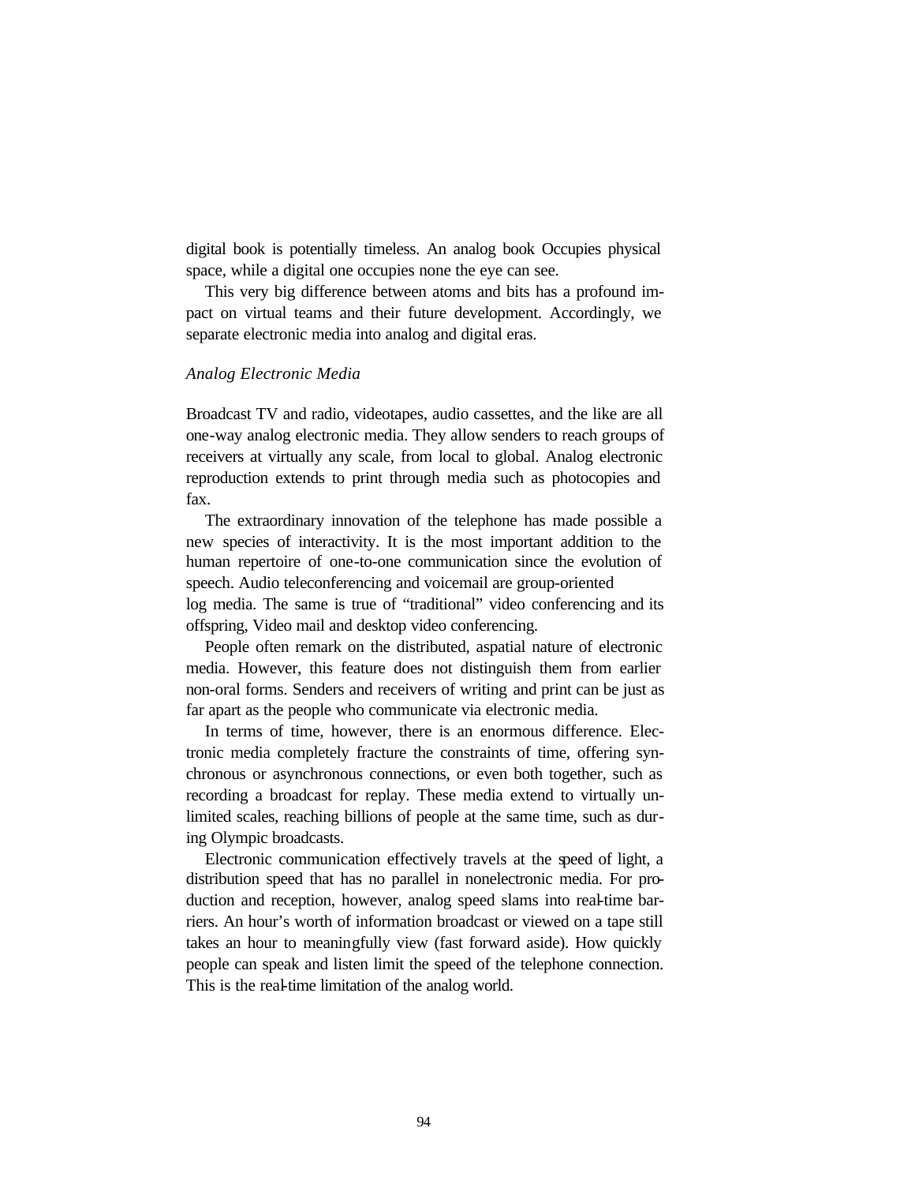digital book is potentially timeless. An analog book Occupies physical space, while a digital one occupies none the eye can see.

This very big difference between atoms and bits has a profound impact on virtual teams and their future development. Accordingly, we separate electronic media into analog and digital eras.

### *Analog Electronic Media*

Broadcast TV and radio, videotapes, audio cassettes, and the like are all one-way analog electronic media. They allow senders to reach groups of receivers at virtually any scale, from local to global. Analog electronic reproduction extends to print through media such as photocopies and fax.

The extraordinary innovation of the telephone has made possible a new species of interactivity. It is the most important addition to the human repertoire of one-to-one communication since the evolution of speech. Audio teleconferencing and voicemail are group-oriented log media. The same is true of "traditional" video conferencing and its offspring, Video mail and desktop video conferencing.

People often remark on the distributed, aspatial nature of electronic media. However, this feature does not distinguish them from earlier non-oral forms. Senders and receivers of writing and print can be just as far apart as the people who communicate via electronic media.

In terms of time, however, there is an enormous difference. Electronic media completely fracture the constraints of time, offering synchronous or asynchronous connections, or even both together, such as recording a broadcast for replay. These media extend to virtually unlimited scales, reaching billions of people at the same time, such as during Olympic broadcasts.

Electronic communication effectively travels at the speed of light, a distribution speed that has no parallel in nonelectronic media. For production and reception, however, analog speed slams into real-time barriers. An hour's worth of information broadcast or viewed on a tape still takes an hour to meaningfully view (fast forward aside). How quickly people can speak and listen limit the speed of the telephone connection. This is the real-time limitation of the analog world.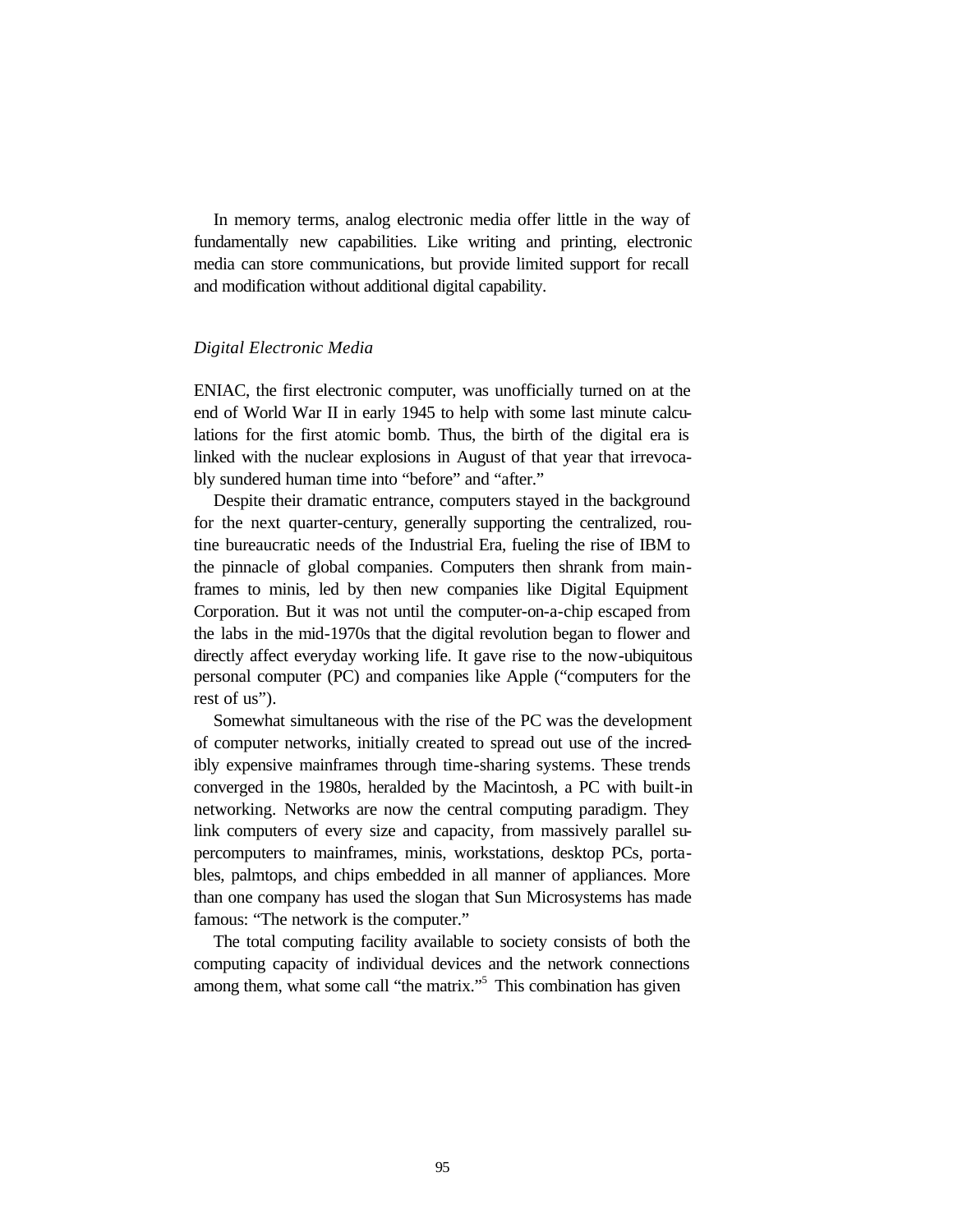In memory terms, analog electronic media offer little in the way of fundamentally new capabilities. Like writing and printing, electronic media can store communications, but provide limited support for recall and modification without additional digital capability.

### *Digital Electronic Media*

ENIAC, the first electronic computer, was unofficially turned on at the end of World War II in early 1945 to help with some last minute calculations for the first atomic bomb. Thus, the birth of the digital era is linked with the nuclear explosions in August of that year that irrevocably sundered human time into "before" and "after."

Despite their dramatic entrance, computers stayed in the background for the next quarter-century, generally supporting the centralized, routine bureaucratic needs of the Industrial Era, fueling the rise of IBM to the pinnacle of global companies. Computers then shrank from mainframes to minis, led by then new companies like Digital Equipment Corporation. But it was not until the computer-on-a-chip escaped from the labs in the mid-1970s that the digital revolution began to flower and directly affect everyday working life. It gave rise to the now-ubiquitous personal computer (PC) and companies like Apple ("computers for the rest of us").

Somewhat simultaneous with the rise of the PC was the development of computer networks, initially created to spread out use of the incredibly expensive mainframes through time-sharing systems. These trends converged in the 1980s, heralded by the Macintosh, a PC with built-in networking. Networks are now the central computing paradigm. They link computers of every size and capacity, from massively parallel supercomputers to mainframes, minis, workstations, desktop PCs, portables, palmtops, and chips embedded in all manner of appliances. More than one company has used the slogan that Sun Microsystems has made famous: "The network is the computer."

The total computing facility available to society consists of both the computing capacity of individual devices and the network connections among them, what some call "the matrix."[5] This combination has given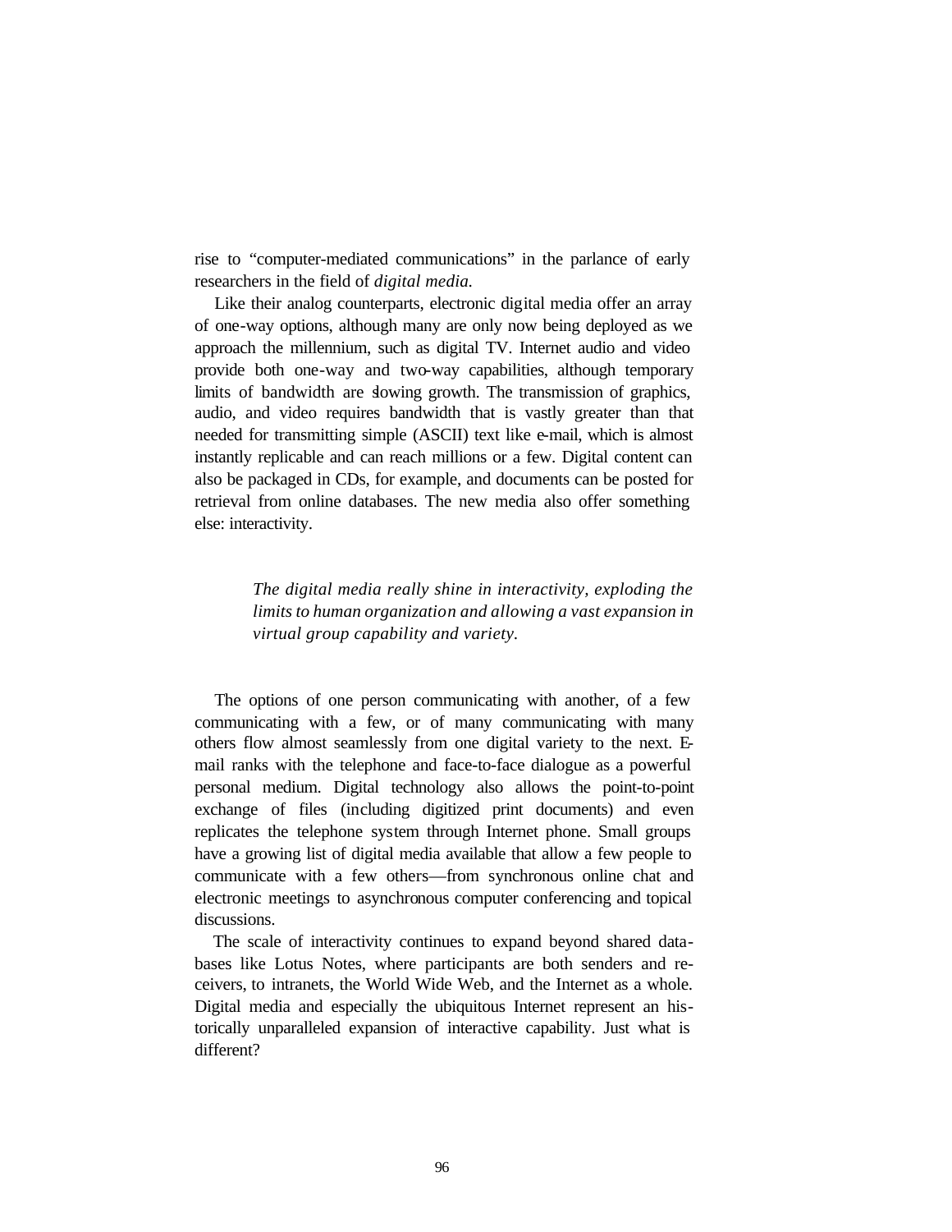rise to "computer-mediated communications" in the parlance of early researchers in the field of *digital media.*

Like their analog counterparts, electronic digital media offer an array of one-way options, although many are only now being deployed as we approach the millennium, such as digital TV. Internet audio and video provide both one-way and two-way capabilities, although temporary limits of bandwidth are slowing growth. The transmission of graphics, audio, and video requires bandwidth that is vastly greater than that needed for transmitting simple (ASCII) text like e-mail, which is almost instantly replicable and can reach millions or a few. Digital content can also be packaged in CDs, for example, and documents can be posted for retrieval from online databases. The new media also offer something else: interactivity.

> *The digital media really shine in interactivity, exploding the limits to human organization and allowing a vast expansion in virtual group capability and variety.*

The options of one person communicating with another, of a few communicating with a few, or of many communicating with many others flow almost seamlessly from one digital variety to the next. E-mail ranks with the telephone and face-to-face dialogue as a powerful personal medium. Digital technology also allows the point-to-point exchange of files (including digitized print documents) and even replicates the telephone system through Internet phone. Small groups have a growing list of digital media available that allow a few people to communicate with a few others—from synchronous online chat and electronic meetings to asynchronous computer conferencing and topical discussions.

The scale of interactivity continues to expand beyond shared databases like Lotus Notes, where participants are both senders and receivers, to intranets, the World Wide Web, and the Internet as a whole. Digital media and especially the ubiquitous Internet represent an historically unparalleled expansion of interactive capability. Just what is different?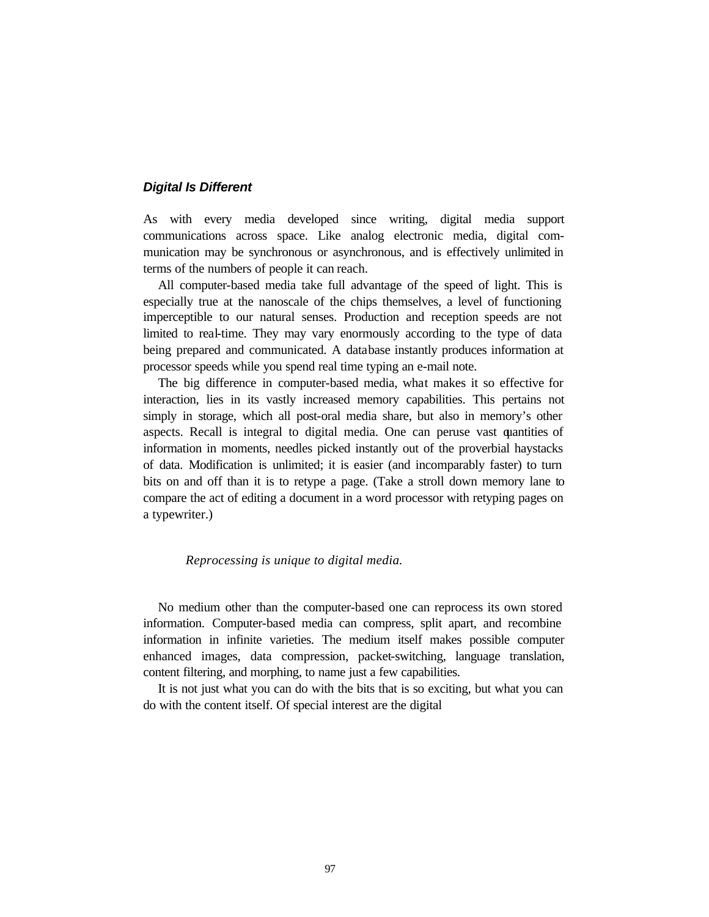### *Digital Is Different*

As with every media developed since writing, digital media support communications across space. Like analog electronic media, digital communication may be synchronous or asynchronous, and is effectively unlimited in terms of the numbers of people it can reach.

All computer-based media take full advantage of the speed of light. This is especially true at the nanoscale of the chips themselves, a level of functioning imperceptible to our natural senses. Production and reception speeds are not limited to real-time. They may vary enormously according to the type of data being prepared and communicated. A database instantly produces information at processor speeds while you spend real time typing an e-mail note.

The big difference in computer-based media, what makes it so effective for interaction, lies in its vastly increased memory capabilities. This pertains not simply in storage, which all post-oral media share, but also in memory's other aspects. Recall is integral to digital media. One can peruse vast quantities of information in moments, needles picked instantly out of the proverbial haystacks of data. Modification is unlimited; it is easier (and incomparably faster) to turn bits on and off than it is to retype a page. (Take a stroll down memory lane to compare the act of editing a document in a word processor with retyping pages on a typewriter.)

> *Reprocessing is unique to digital media.*

No medium other than the computer-based one can reprocess its own stored information. Computer-based media can compress, split apart, and recombine information in infinite varieties. The medium itself makes possible computer enhanced images, data compression, packet-switching, language translation, content filtering, and morphing, to name just a few capabilities.

It is not just what you can do with the bits that is so exciting, but what you can do with the content itself. Of special interest are the digital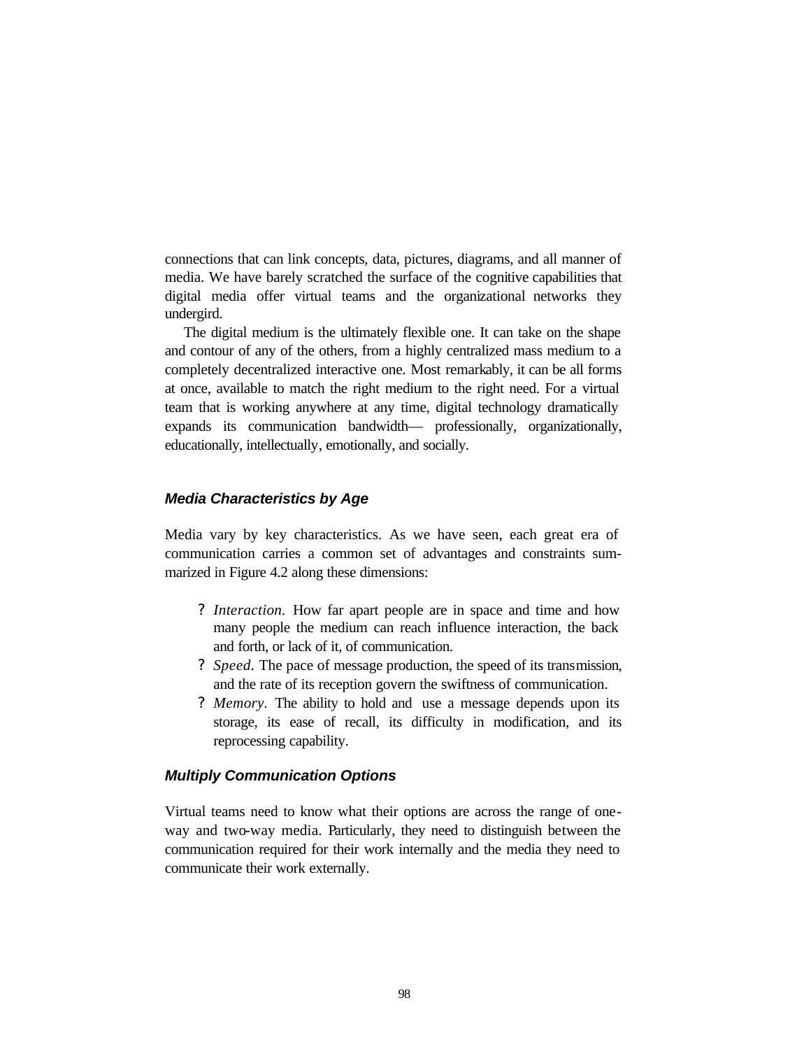connections that can link concepts, data, pictures, diagrams, and all manner of media. We have barely scratched the surface of the cognitive capabilities that digital media offer virtual teams and the organizational networks they undergird.

The digital medium is the ultimately flexible one. It can take on the shape and contour of any of the others, from a highly centralized mass medium to a completely decentralized interactive one. Most remarkably, it can be all forms at once, available to match the right medium to the right need. For a virtual team that is working anywhere at any time, digital technology dramatically expands its communication bandwidth— professionally, organizationally, educationally, intellectually, emotionally, and socially.

### *Media Characteristics by Age*

Media vary by key characteristics. As we have seen, each great era of communication carries a common set of advantages and constraints summarized in Figure 4.2 along these dimensions:

- *Interaction.* How far apart people are in space and time and how many people the medium can reach influence interaction, the back and forth, or lack of it, of communication.
- *Speed.* The pace of message production, the speed of its transmission, and the rate of its reception govern the swiftness of communication.
- *Memory.* The ability to hold and use a message depends upon its storage, its ease of recall, its difficulty in modification, and its reprocessing capability.

### *Multiply Communication Options*

Virtual teams need to know what their options are across the range of one-way and two-way media. Particularly, they need to distinguish between the communication required for their work internally and the media they need to communicate their work externally.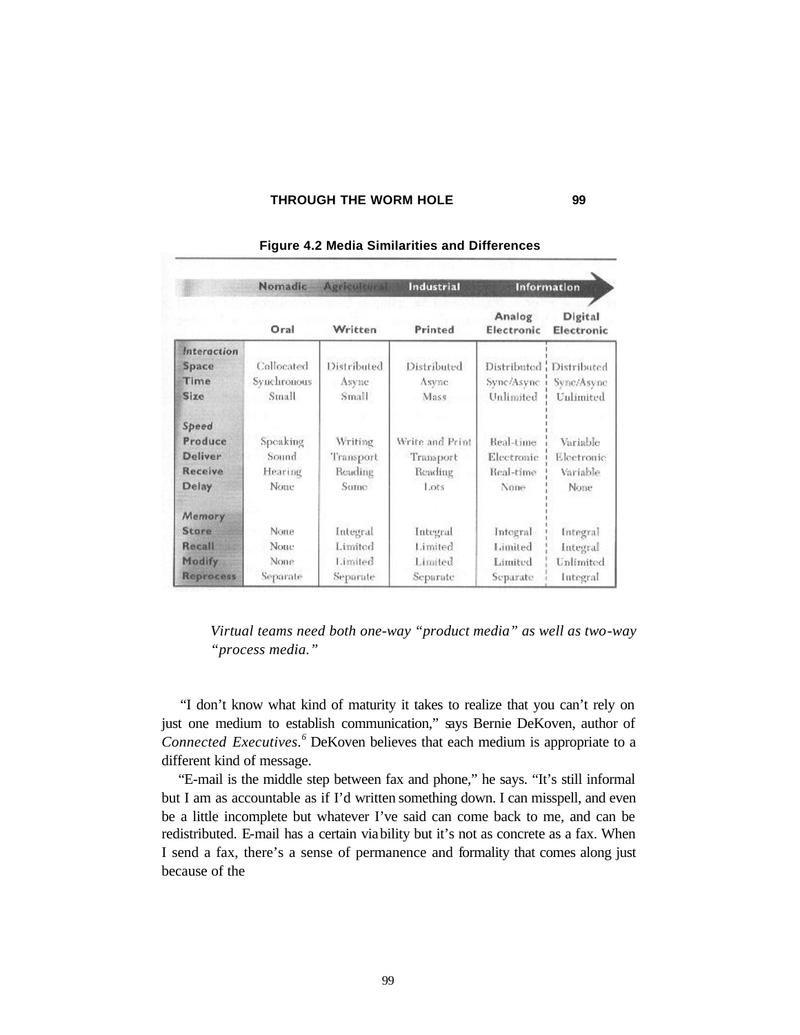**Figure 4.2 Media Similarities and Differences**

| | Nomadic | Agricultural | Industrial | Information | |
|---|---|---|---|---|---|
| | Oral | Written | Printed | Analog Electronic | Digital Electronic |
| ***Interaction*** | | | | | |
| **Space** | Collocated | Distributed | Distributed | Distributed | Distributed |
| **Time** | Synchronous | Async | Async | Sync/Async | Sync/Async |
| **Size** | Small | Small | Mass | Unlimited | Unlimited |
| ***Speed*** | | | | | |
| **Produce** | Speaking | Writing | Write and Print | Real-time | Variable |
| **Deliver** | Sound | Transport | Transport | Electronic | Electronic |
| **Receive** | Hearing | Reading | Reading | Real-time | Variable |
| **Delay** | None | Some | Lots | None | None |
| ***Memory*** | | | | | |
| **Store** | None | Integral | Integral | Integral | Integral |
| **Recall** | None | Limited | Limited | Limited | Integral |
| **Modify** | None | Limited | Limited | Limited | Unlimited |
| **Reprocess** | Separate | Separate | Separate | Separate | Integral |

> *Virtual teams need both one-way "product media" as well as two-way "process media."*

"I don't know what kind of maturity it takes to realize that you can't rely on just one medium to establish communication," says Bernie DeKoven, author of *Connected Executives*.[6] DeKoven believes that each medium is appropriate to a different kind of message.

"E-mail is the middle step between fax and phone," he says. "It's still informal but I am as accountable as if I'd written something down. I can misspell, and even be a little incomplete but whatever I've said can come back to me, and can be redistributed. E-mail has a certain viability but it's not as concrete as a fax. When I send a fax, there's a sense of permanence and formality that comes along just because of the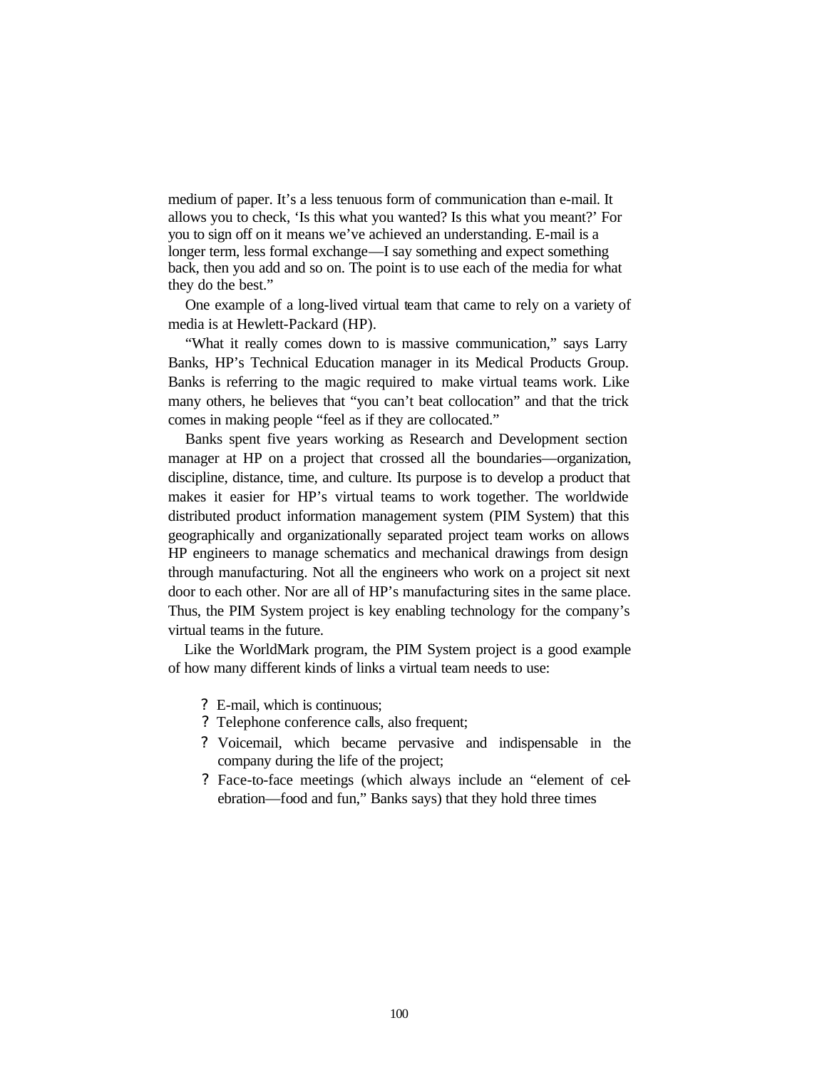medium of paper. It's a less tenuous form of communication than e-mail. It allows you to check, 'Is this what you wanted? Is this what you meant?' For you to sign off on it means we've achieved an understanding. E-mail is a longer term, less formal exchange—I say something and expect something back, then you add and so on. The point is to use each of the media for what they do the best."

One example of a long-lived virtual team that came to rely on a variety of media is at Hewlett-Packard (HP).

"What it really comes down to is massive communication," says Larry Banks, HP's Technical Education manager in its Medical Products Group. Banks is referring to the magic required to make virtual teams work. Like many others, he believes that "you can't beat collocation" and that the trick comes in making people "feel as if they are collocated."

Banks spent five years working as Research and Development section manager at HP on a project that crossed all the boundaries—organization, discipline, distance, time, and culture. Its purpose is to develop a product that makes it easier for HP's virtual teams to work together. The worldwide distributed product information management system (PIM System) that this geographically and organizationally separated project team works on allows HP engineers to manage schematics and mechanical drawings from design through manufacturing. Not all the engineers who work on a project sit next door to each other. Nor are all of HP's manufacturing sites in the same place. Thus, the PIM System project is key enabling technology for the company's virtual teams in the future.

Like the WorldMark program, the PIM System project is a good example of how many different kinds of links a virtual team needs to use:

- E-mail, which is continuous;
- Telephone conference calls, also frequent;
- Voicemail, which became pervasive and indispensable in the company during the life of the project;
- Face-to-face meetings (which always include an "element of celebration—food and fun," Banks says) that they hold three times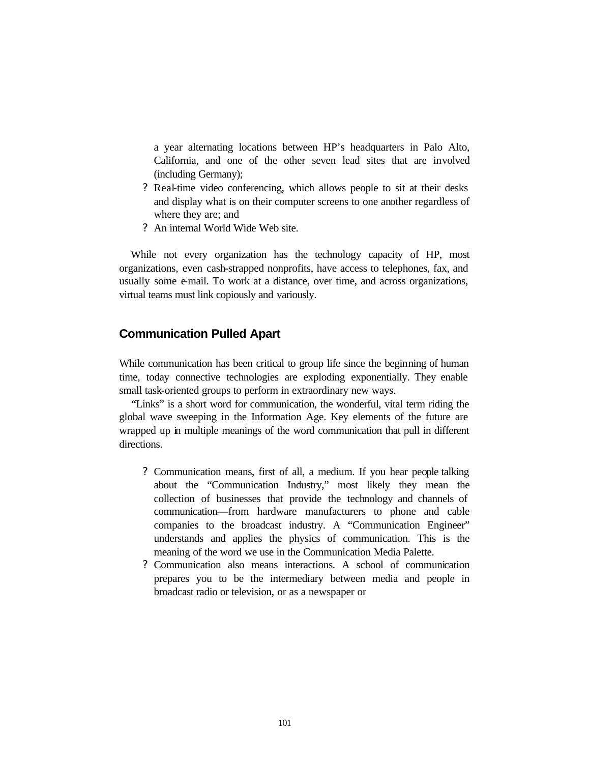a year alternating locations between HP’s headquarters in Palo Alto, California, and one of the other seven lead sites that are involved (including Germany);

- Real-time video conferencing, which allows people to sit at their desks and display what is on their computer screens to one another regardless of where they are; and
- An internal World Wide Web site.

While not every organization has the technology capacity of HP, most organizations, even cash-strapped nonprofits, have access to telephones, fax, and usually some e-mail. To work at a distance, over time, and across organizations, virtual teams must link copiously and variously.

## Communication Pulled Apart

While communication has been critical to group life since the beginning of human time, today connective technologies are exploding exponentially. They enable small task-oriented groups to perform in extraordinary new ways.

“Links” is a short word for communication, the wonderful, vital term riding the global wave sweeping in the Information Age. Key elements of the future are wrapped up in multiple meanings of the word communication that pull in different directions.

- Communication means, first of all, a medium. If you hear people talking about the “Communication Industry,” most likely they mean the collection of businesses that provide the technology and channels of communication—from hardware manufacturers to phone and cable companies to the broadcast industry. A “Communication Engineer” understands and applies the physics of communication. This is the meaning of the word we use in the Communication Media Palette.
- Communication also means interactions. A school of communication prepares you to be the intermediary between media and people in broadcast radio or television, or as a newspaper or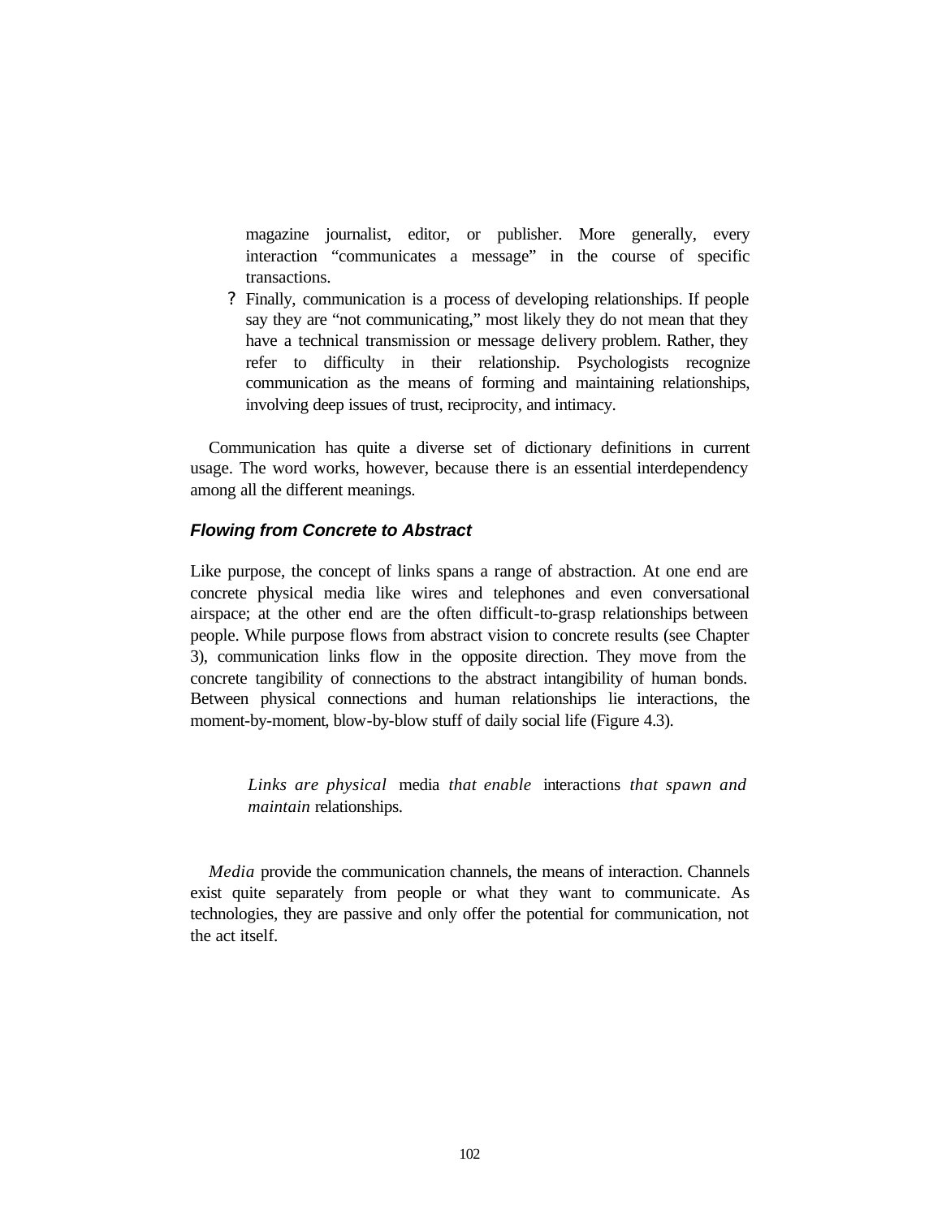magazine journalist, editor, or publisher. More generally, every interaction "communicates a message" in the course of specific transactions.

- Finally, communication is a process of developing relationships. If people say they are "not communicating," most likely they do not mean that they have a technical transmission or message delivery problem. Rather, they refer to difficulty in their relationship. Psychologists recognize communication as the means of forming and maintaining relationships, involving deep issues of trust, reciprocity, and intimacy.

Communication has quite a diverse set of dictionary definitions in current usage. The word works, however, because there is an essential interdependency among all the different meanings.

### *Flowing from Concrete to Abstract*

Like purpose, the concept of links spans a range of abstraction. At one end are concrete physical media like wires and telephones and even conversational airspace; at the other end are the often difficult-to-grasp relationships between people. While purpose flows from abstract vision to concrete results (see Chapter 3), communication links flow in the opposite direction. They move from the concrete tangibility of connections to the abstract intangibility of human bonds. Between physical connections and human relationships lie interactions, the moment-by-moment, blow-by-blow stuff of daily social life (Figure 4.3).

> *Links are physical* media *that enable* interactions *that spawn and maintain* relationships.

*Media* provide the communication channels, the means of interaction. Channels exist quite separately from people or what they want to communicate. As technologies, they are passive and only offer the potential for communication, not the act itself.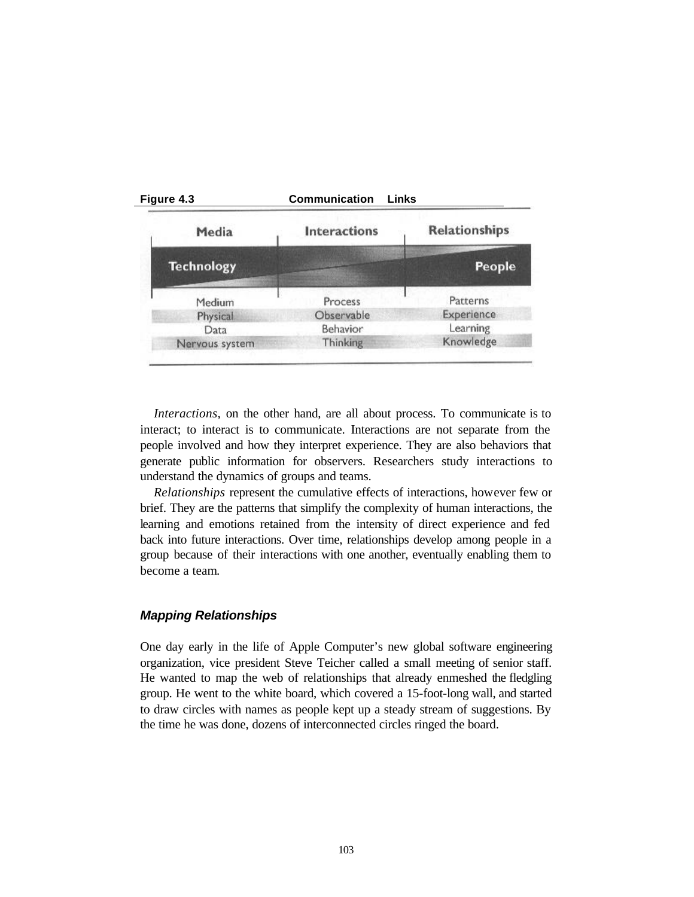**Figure 4.3 Communication Links**

| Media | Interactions | Relationships |
|---|---|---|
| Technology | | People |
| Medium | Process | Patterns |
| Physical | Observable | Experience |
| Data | Behavior | Learning |
| Nervous system | Thinking | Knowledge |

*Interactions*, on the other hand, are all about process. To communicate is to interact; to interact is to communicate. Interactions are not separate from the people involved and how they interpret experience. They are also behaviors that generate public information for observers. Researchers study interactions to understand the dynamics of groups and teams.

*Relationships* represent the cumulative effects of interactions, however few or brief. They are the patterns that simplify the complexity of human interactions, the learning and emotions retained from the intensity of direct experience and fed back into future interactions. Over time, relationships develop among people in a group because of their interactions with one another, eventually enabling them to become a team.

### *Mapping Relationships*

One day early in the life of Apple Computer's new global software engineering organization, vice president Steve Teicher called a small meeting of senior staff. He wanted to map the web of relationships that already enmeshed the fledgling group. He went to the white board, which covered a 15-foot-long wall, and started to draw circles with names as people kept up a steady stream of suggestions. By the time he was done, dozens of interconnected circles ringed the board.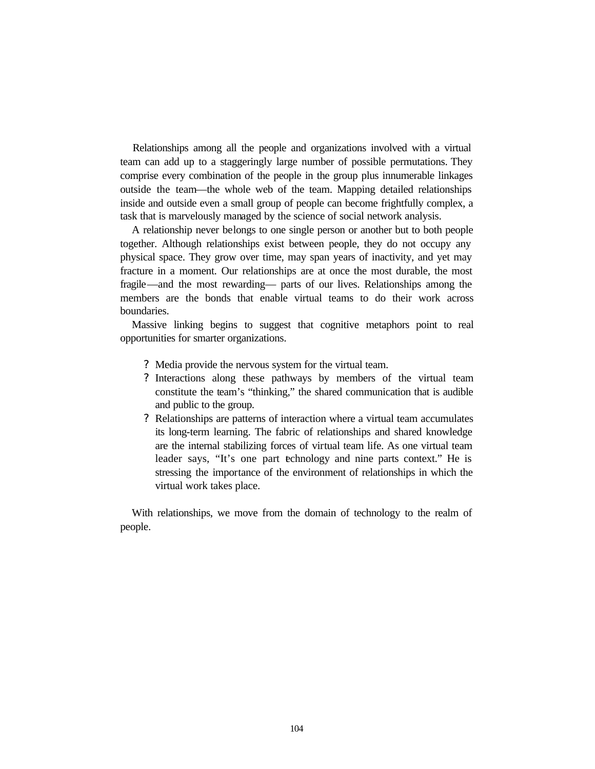Relationships among all the people and organizations involved with a virtual team can add up to a staggeringly large number of possible permutations. They comprise every combination of the people in the group plus innumerable linkages outside the team—the whole web of the team. Mapping detailed relationships inside and outside even a small group of people can become frightfully complex, a task that is marvelously managed by the science of social network analysis.

A relationship never belongs to one single person or another but to both people together. Although relationships exist between people, they do not occupy any physical space. They grow over time, may span years of inactivity, and yet may fracture in a moment. Our relationships are at once the most durable, the most fragile—and the most rewarding— parts of our lives. Relationships among the members are the bonds that enable virtual teams to do their work across boundaries.

Massive linking begins to suggest that cognitive metaphors point to real opportunities for smarter organizations.

- Media provide the nervous system for the virtual team.
- Interactions along these pathways by members of the virtual team constitute the team's "thinking," the shared communication that is audible and public to the group.
- Relationships are patterns of interaction where a virtual team accumulates its long-term learning. The fabric of relationships and shared knowledge are the internal stabilizing forces of virtual team life. As one virtual team leader says, "It's one part technology and nine parts context." He is stressing the importance of the environment of relationships in which the virtual work takes place.

With relationships, we move from the domain of technology to the realm of people.